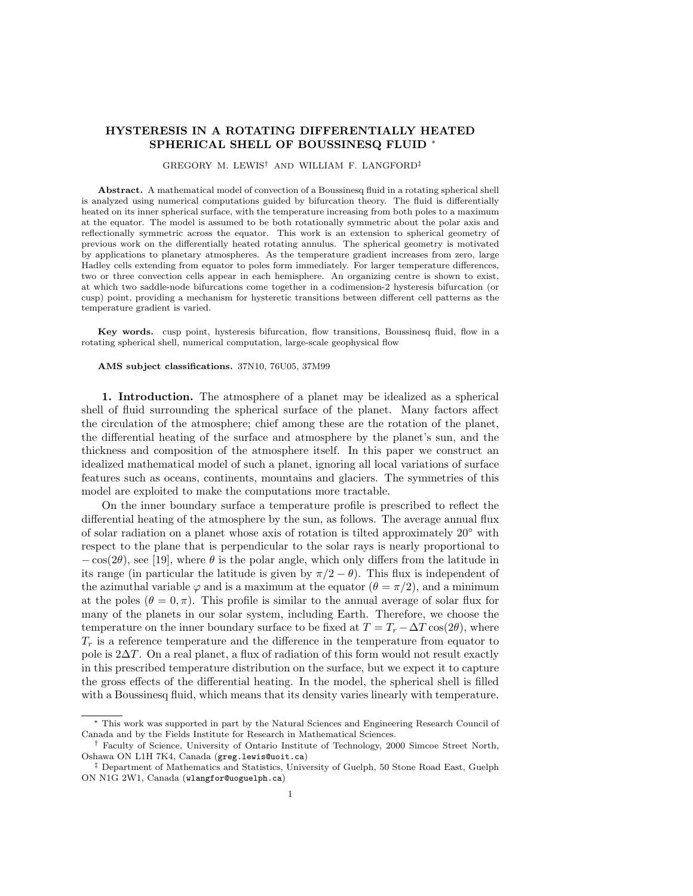# HYSTERESIS IN A ROTATING DIFFERENTIALLY HEATED SPHERICAL SHELL OF BOUSSINESQ FLUID *

GREGORY M. LEWIS† AND WILLIAM F. LANGFORD‡

**Abstract.** A mathematical model of convection of a Boussinesq fluid in a rotating spherical shell is analyzed using numerical computations guided by bifurcation theory. The fluid is differentially heated on its inner spherical surface, with the temperature increasing from both poles to a maximum at the equator. The model is assumed to be both rotationally symmetric about the polar axis and reflectionally symmetric across the equator. This work is an extension to spherical geometry of previous work on the differentially heated rotating annulus. The spherical geometry is motivated by applications to planetary atmospheres. As the temperature gradient increases from zero, large Hadley cells extending from equator to poles form immediately. For larger temperature differences, two or three convection cells appear in each hemisphere. An organizing centre is shown to exist, at which two saddle-node bifurcations come together in a codimension-2 hysteresis bifurcation (or cusp) point, providing a mechanism for hysteretic transitions between different cell patterns as the temperature gradient is varied.

**Key words.** cusp point, hysteresis bifurcation, flow transitions, Boussinesq fluid, flow in a rotating spherical shell, numerical computation, large-scale geophysical flow

**AMS subject classifications.** 37N10, 76U05, 37M99

## 1. Introduction.

The atmosphere of a planet may be idealized as a spherical shell of fluid surrounding the spherical surface of the planet. Many factors affect the circulation of the atmosphere; chief among these are the rotation of the planet, the differential heating of the surface and atmosphere by the planet's sun, and the thickness and composition of the atmosphere itself. In this paper we construct an idealized mathematical model of such a planet, ignoring all local variations of surface features such as oceans, continents, mountains and glaciers. The symmetries of this model are exploited to make the computations more tractable.

On the inner boundary surface a temperature profile is prescribed to reflect the differential heating of the atmosphere by the sun, as follows. The average annual flux of solar radiation on a planet whose axis of rotation is tilted approximately 20° with respect to the plane that is perpendicular to the solar rays is nearly proportional to $-\cos(2\theta)$, see [19], where $\theta$ is the polar angle, which only differs from the latitude in its range (in particular the latitude is given by $\pi/2 - \theta$). This flux is independent of the azimuthal variable $\varphi$ and is a maximum at the equator ($\theta = \pi/2$), and a minimum at the poles ($\theta = 0, \pi$). This profile is similar to the annual average of solar flux for many of the planets in our solar system, including Earth. Therefore, we choose the temperature on the inner boundary surface to be fixed at $T = T_r - \Delta T \cos(2\theta)$, where $T_r$ is a reference temperature and the difference in the temperature from equator to pole is $2\Delta T$. On a real planet, a flux of radiation of this form would not result exactly in this prescribed temperature distribution on the surface, but we expect it to capture the gross effects of the differential heating. In the model, the spherical shell is filled with a Boussinesq fluid, which means that its density varies linearly with temperature.

---

* This work was supported in part by the Natural Sciences and Engineering Research Council of Canada and by the Fields Institute for Research in Mathematical Sciences.

† Faculty of Science, University of Ontario Institute of Technology, 2000 Simcoe Street North, Oshawa ON L1H 7K4, Canada (greg.lewis@uoit.ca)

‡ Department of Mathematics and Statistics, University of Guelph, 50 Stone Road East, Guelph ON N1G 2W1, Canada (wlangfor@uoguelph.ca)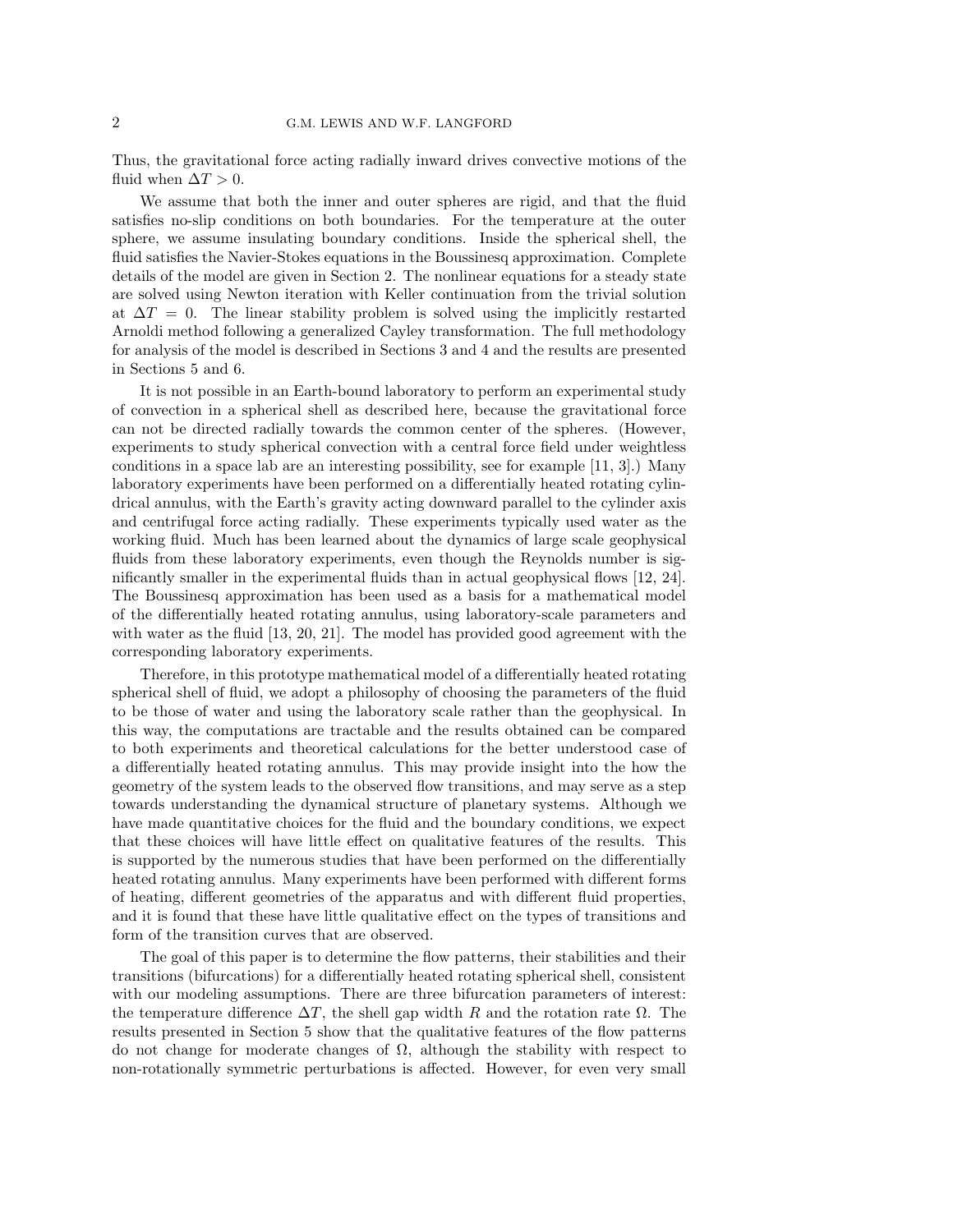Thus, the gravitational force acting radially inward drives convective motions of the fluid when $\Delta T > 0$.

We assume that both the inner and outer spheres are rigid, and that the fluid satisfies no-slip conditions on both boundaries. For the temperature at the outer sphere, we assume insulating boundary conditions. Inside the spherical shell, the fluid satisfies the Navier-Stokes equations in the Boussinesq approximation. Complete details of the model are given in Section 2. The nonlinear equations for a steady state are solved using Newton iteration with Keller continuation from the trivial solution at $\Delta T = 0$. The linear stability problem is solved using the implicitly restarted Arnoldi method following a generalized Cayley transformation. The full methodology for analysis of the model is described in Sections 3 and 4 and the results are presented in Sections 5 and 6.

It is not possible in an Earth-bound laboratory to perform an experimental study of convection in a spherical shell as described here, because the gravitational force can not be directed radially towards the common center of the spheres. (However, experiments to study spherical convection with a central force field under weightless conditions in a space lab are an interesting possibility, see for example [11, 3].) Many laboratory experiments have been performed on a differentially heated rotating cylindrical annulus, with the Earth's gravity acting downward parallel to the cylinder axis and centrifugal force acting radially. These experiments typically used water as the working fluid. Much has been learned about the dynamics of large scale geophysical fluids from these laboratory experiments, even though the Reynolds number is significantly smaller in the experimental fluids than in actual geophysical flows [12, 24]. The Boussinesq approximation has been used as a basis for a mathematical model of the differentially heated rotating annulus, using laboratory-scale parameters and with water as the fluid [13, 20, 21]. The model has provided good agreement with the corresponding laboratory experiments.

Therefore, in this prototype mathematical model of a differentially heated rotating spherical shell of fluid, we adopt a philosophy of choosing the parameters of the fluid to be those of water and using the laboratory scale rather than the geophysical. In this way, the computations are tractable and the results obtained can be compared to both experiments and theoretical calculations for the better understood case of a differentially heated rotating annulus. This may provide insight into the how the geometry of the system leads to the observed flow transitions, and may serve as a step towards understanding the dynamical structure of planetary systems. Although we have made quantitative choices for the fluid and the boundary conditions, we expect that these choices will have little effect on qualitative features of the results. This is supported by the numerous studies that have been performed on the differentially heated rotating annulus. Many experiments have been performed with different forms of heating, different geometries of the apparatus and with different fluid properties, and it is found that these have little qualitative effect on the types of transitions and form of the transition curves that are observed.

The goal of this paper is to determine the flow patterns, their stabilities and their transitions (bifurcations) for a differentially heated rotating spherical shell, consistent with our modeling assumptions. There are three bifurcation parameters of interest: the temperature difference $\Delta T$, the shell gap width $R$ and the rotation rate $\Omega$. The results presented in Section 5 show that the qualitative features of the flow patterns do not change for moderate changes of $\Omega$, although the stability with respect to non-rotationally symmetric perturbations is affected. However, for even very small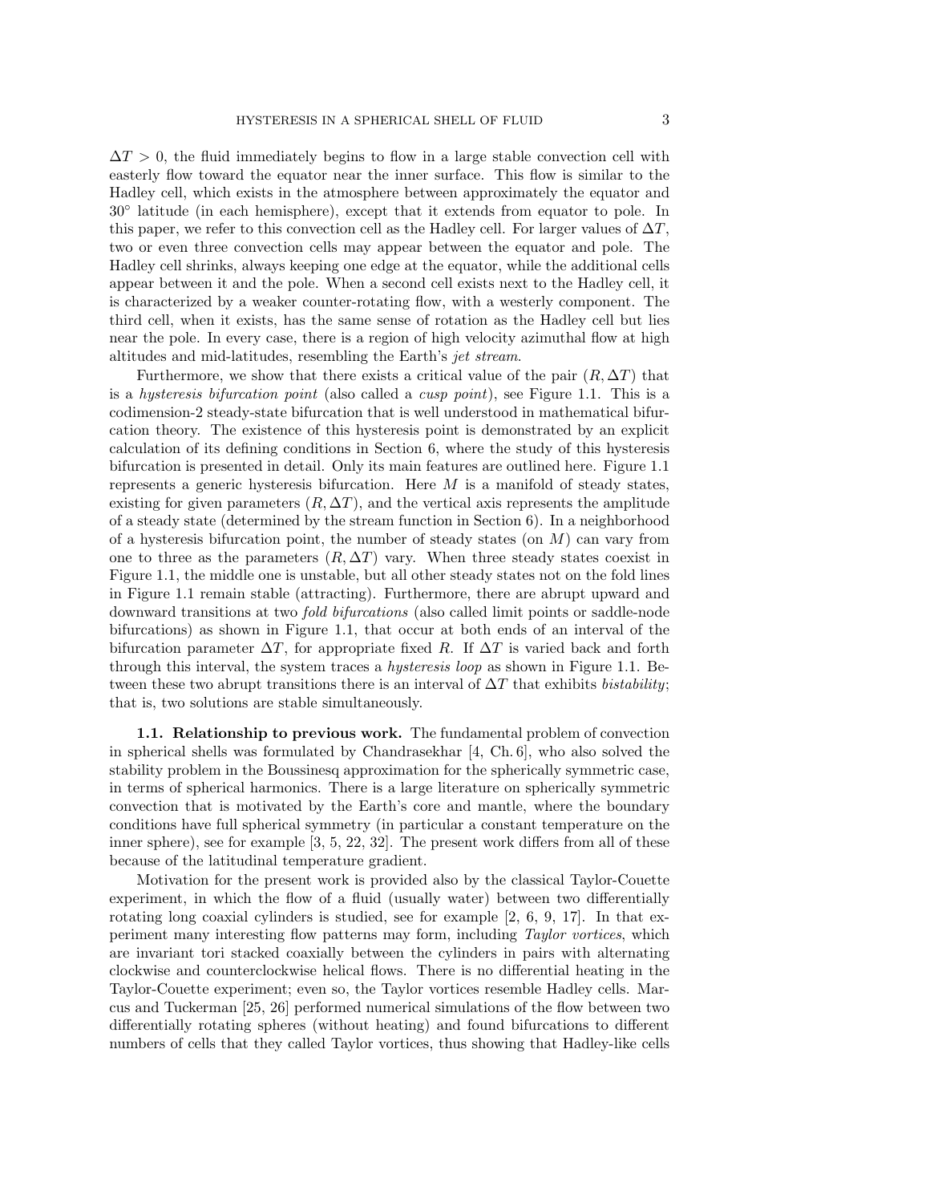$\Delta T > 0$, the fluid immediately begins to flow in a large stable convection cell with easterly flow toward the equator near the inner surface. This flow is similar to the Hadley cell, which exists in the atmosphere between approximately the equator and $30^\circ$ latitude (in each hemisphere), except that it extends from equator to pole. In this paper, we refer to this convection cell as the Hadley cell. For larger values of $\Delta T$, two or even three convection cells may appear between the equator and pole. The Hadley cell shrinks, always keeping one edge at the equator, while the additional cells appear between it and the pole. When a second cell exists next to the Hadley cell, it is characterized by a weaker counter-rotating flow, with a westerly component. The third cell, when it exists, has the same sense of rotation as the Hadley cell but lies near the pole. In every case, there is a region of high velocity azimuthal flow at high altitudes and mid-latitudes, resembling the Earth's *jet stream*.

Furthermore, we show that there exists a critical value of the pair $(R, \Delta T)$ that is a *hysteresis bifurcation point* (also called a *cusp point*), see Figure 1.1. This is a codimension-2 steady-state bifurcation that is well understood in mathematical bifurcation theory. The existence of this hysteresis point is demonstrated by an explicit calculation of its defining conditions in Section 6, where the study of this hysteresis bifurcation is presented in detail. Only its main features are outlined here. Figure 1.1 represents a generic hysteresis bifurcation. Here $M$ is a manifold of steady states, existing for given parameters $(R, \Delta T)$, and the vertical axis represents the amplitude of a steady state (determined by the stream function in Section 6). In a neighborhood of a hysteresis bifurcation point, the number of steady states (on $M$) can vary from one to three as the parameters $(R, \Delta T)$ vary. When three steady states coexist in Figure 1.1, the middle one is unstable, but all other steady states not on the fold lines in Figure 1.1 remain stable (attracting). Furthermore, there are abrupt upward and downward transitions at two *fold bifurcations* (also called limit points or saddle-node bifurcations) as shown in Figure 1.1, that occur at both ends of an interval of the bifurcation parameter $\Delta T$, for appropriate fixed $R$. If $\Delta T$ is varied back and forth through this interval, the system traces a *hysteresis loop* as shown in Figure 1.1. Between these two abrupt transitions there is an interval of $\Delta T$ that exhibits *bistability*; that is, two solutions are stable simultaneously.

**1.1. Relationship to previous work.** The fundamental problem of convection in spherical shells was formulated by Chandrasekhar [4, Ch. 6], who also solved the stability problem in the Boussinesq approximation for the spherically symmetric case, in terms of spherical harmonics. There is a large literature on spherically symmetric convection that is motivated by the Earth's core and mantle, where the boundary conditions have full spherical symmetry (in particular a constant temperature on the inner sphere), see for example [3, 5, 22, 32]. The present work differs from all of these because of the latitudinal temperature gradient.

Motivation for the present work is provided also by the classical Taylor-Couette experiment, in which the flow of a fluid (usually water) between two differentially rotating long coaxial cylinders is studied, see for example [2, 6, 9, 17]. In that experiment many interesting flow patterns may form, including *Taylor vortices*, which are invariant tori stacked coaxially between the cylinders in pairs with alternating clockwise and counterclockwise helical flows. There is no differential heating in the Taylor-Couette experiment; even so, the Taylor vortices resemble Hadley cells. Marcus and Tuckerman [25, 26] performed numerical simulations of the flow between two differentially rotating spheres (without heating) and found bifurcations to different numbers of cells that they called Taylor vortices, thus showing that Hadley-like cells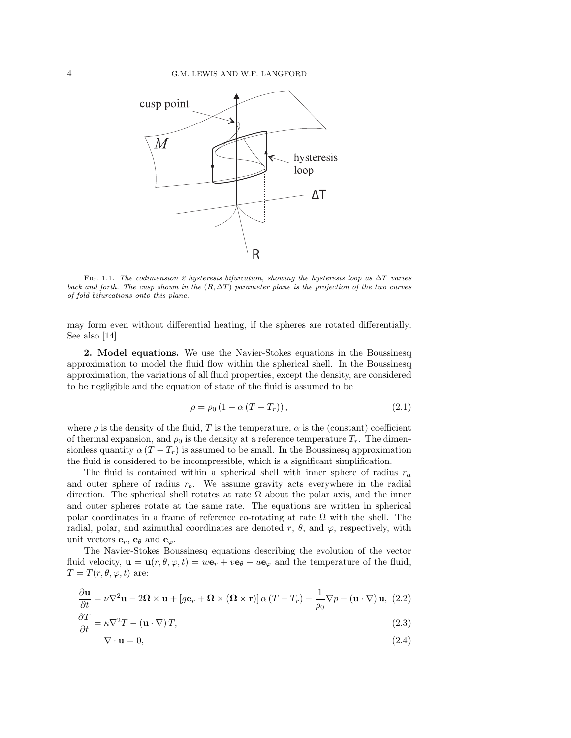FIG. 1.1. *The codimension 2 hysteresis bifurcation, showing the hysteresis loop as $\Delta T$ varies back and forth. The cusp shown in the $(R, \Delta T)$ parameter plane is the projection of the two curves of fold bifurcations onto this plane.*

may form even without differential heating, if the spheres are rotated differentially. See also [14].

**2. Model equations.** We use the Navier-Stokes equations in the Boussinesq approximation to model the fluid flow within the spherical shell. In the Boussinesq approximation, the variations of all fluid properties, except the density, are considered to be negligible and the equation of state of the fluid is assumed to be

$$\rho = \rho_0 \left(1 - \alpha \left(T - T_r\right)\right), \tag{2.1}$$

where $\rho$ is the density of the fluid, $T$ is the temperature, $\alpha$ is the (constant) coefficient of thermal expansion, and $\rho_0$ is the density at a reference temperature $T_r$. The dimensionless quantity $\alpha\left(T - T_r\right)$ is assumed to be small. In the Boussinesq approximation the fluid is considered to be incompressible, which is a significant simplification.

The fluid is contained within a spherical shell with inner sphere of radius $r_a$ and outer sphere of radius $r_b$. We assume gravity acts everywhere in the radial direction. The spherical shell rotates at rate $\Omega$ about the polar axis, and the inner and outer spheres rotate at the same rate. The equations are written in spherical polar coordinates in a frame of reference co-rotating at rate $\Omega$ with the shell. The radial, polar, and azimuthal coordinates are denoted $r$, $\theta$, and $\varphi$, respectively, with unit vectors $\mathbf{e}_r$, $\mathbf{e}_\theta$ and $\mathbf{e}_\varphi$.

The Navier-Stokes Boussinesq equations describing the evolution of the vector fluid velocity, $\mathbf{u} = \mathbf{u}(r, \theta, \varphi, t) = w\mathbf{e}_r + v\mathbf{e}_\theta + u\mathbf{e}_\varphi$ and the temperature of the fluid, $T = T(r, \theta, \varphi, t)$ are:

$$\frac{\partial \mathbf{u}}{\partial t} = \nu \nabla^2 \mathbf{u} - 2\boldsymbol{\Omega} \times \mathbf{u} + \left[g\mathbf{e}_r + \boldsymbol{\Omega} \times (\boldsymbol{\Omega} \times \mathbf{r})\right] \alpha \left(T - T_r\right) - \frac{1}{\rho_0} \nabla p - \left(\mathbf{u} \cdot \nabla\right) \mathbf{u}, \tag{2.2}$$

$$\frac{\partial T}{\partial t} = \kappa \nabla^2 T - \left(\mathbf{u} \cdot \nabla\right) T, \tag{2.3}$$

$$\nabla \cdot \mathbf{u} = 0, \tag{2.4}$$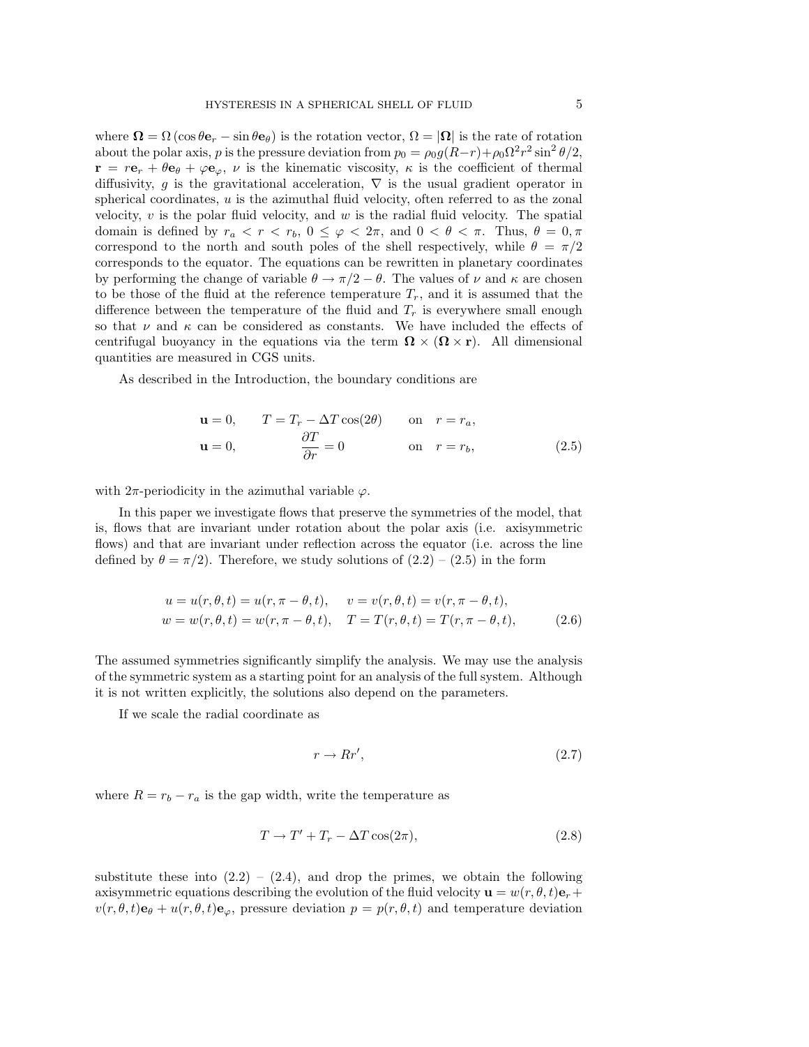where $\mathbf{\Omega} = \Omega\,(\cos\theta \mathbf{e}_r - \sin\theta \mathbf{e}_\theta)$ is the rotation vector, $\Omega = |\mathbf{\Omega}|$ is the rate of rotation about the polar axis, $p$ is the pressure deviation from $p_0 = \rho_0 g(R-r) + \rho_0 \Omega^2 r^2 \sin^2\theta/2$, $\mathbf{r} = r\mathbf{e}_r + \theta\mathbf{e}_\theta + \varphi\mathbf{e}_\varphi$, $\nu$ is the kinematic viscosity, $\kappa$ is the coefficient of thermal diffusivity, $g$ is the gravitational acceleration, $\nabla$ is the usual gradient operator in spherical coordinates, $u$ is the azimuthal fluid velocity, often referred to as the zonal velocity, $v$ is the polar fluid velocity, and $w$ is the radial fluid velocity. The spatial domain is defined by $r_a < r < r_b$, $0 \le \varphi < 2\pi$, and $0 < \theta < \pi$. Thus, $\theta = 0, \pi$ correspond to the north and south poles of the shell respectively, while $\theta = \pi/2$ corresponds to the equator. The equations can be rewritten in planetary coordinates by performing the change of variable $\theta \to \pi/2 - \theta$. The values of $\nu$ and $\kappa$ are chosen to be those of the fluid at the reference temperature $T_r$, and it is assumed that the difference between the temperature of the fluid and $T_r$ is everywhere small enough so that $\nu$ and $\kappa$ can be considered as constants. We have included the effects of centrifugal buoyancy in the equations via the term $\mathbf{\Omega} \times (\mathbf{\Omega} \times \mathbf{r})$. All dimensional quantities are measured in CGS units.

As described in the Introduction, the boundary conditions are

$$
\begin{aligned}
\mathbf{u} &= 0, \qquad T = T_r - \Delta T \cos(2\theta) \qquad \text{on} \quad r = r_a, \\
\mathbf{u} &= 0, \qquad \frac{\partial T}{\partial r} = 0 \qquad \text{on} \quad r = r_b,
\end{aligned}
\tag{2.5}
$$

with $2\pi$-periodicity in the azimuthal variable $\varphi$.

In this paper we investigate flows that preserve the symmetries of the model, that is, flows that are invariant under rotation about the polar axis (i.e. axisymmetric flows) and that are invariant under reflection across the equator (i.e. across the line defined by $\theta = \pi/2$). Therefore, we study solutions of (2.2) – (2.5) in the form

$$
\begin{aligned}
u &= u(r,\theta,t) = u(r,\pi-\theta,t), \quad v = v(r,\theta,t) = v(r,\pi-\theta,t), \\
w &= w(r,\theta,t) = w(r,\pi-\theta,t), \quad T = T(r,\theta,t) = T(r,\pi-\theta,t),
\end{aligned}
\tag{2.6}
$$

The assumed symmetries significantly simplify the analysis. We may use the analysis of the symmetric system as a starting point for an analysis of the full system. Although it is not written explicitly, the solutions also depend on the parameters.

If we scale the radial coordinate as

$$
r \to Rr', \tag{2.7}
$$

where $R = r_b - r_a$ is the gap width, write the temperature as

$$
T \to T' + T_r - \Delta T \cos(2\pi), \tag{2.8}
$$

substitute these into (2.2) – (2.4), and drop the primes, we obtain the following axisymmetric equations describing the evolution of the fluid velocity $\mathbf{u} = w(r,\theta,t)\mathbf{e}_r + v(r,\theta,t)\mathbf{e}_\theta + u(r,\theta,t)\mathbf{e}_\varphi$, pressure deviation $p = p(r,\theta,t)$ and temperature deviation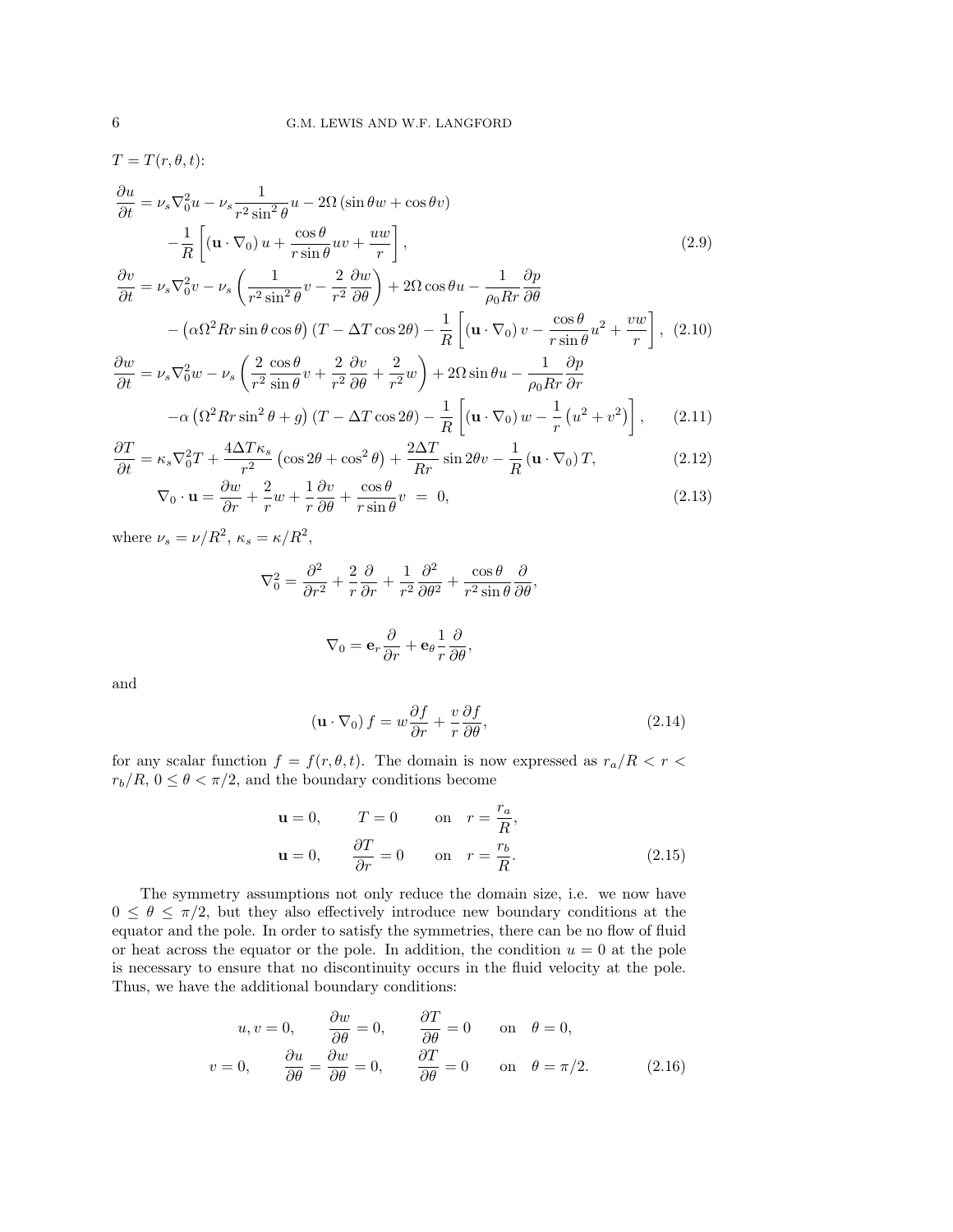$T = T(r, \theta, t)$:

$$
\begin{aligned}
\frac{\partial u}{\partial t} &= \nu_s \nabla_0^2 u - \nu_s \frac{1}{r^2 \sin^2\theta} u - 2\Omega \left(\sin\theta w + \cos\theta v\right) \\
&\quad - \frac{1}{R}\left[\left(\mathbf{u}\cdot\nabla_0\right) u + \frac{\cos\theta}{r\sin\theta} uv + \frac{uw}{r}\right], \qquad (2.9) \\
\frac{\partial v}{\partial t} &= \nu_s \nabla_0^2 v - \nu_s \left(\frac{1}{r^2\sin^2\theta} v - \frac{2}{r^2}\frac{\partial w}{\partial \theta}\right) + 2\Omega\cos\theta u - \frac{1}{\rho_0 R r}\frac{\partial p}{\partial \theta} \\
&\quad - \left(\alpha\Omega^2 R r \sin\theta\cos\theta\right)\left(T - \Delta T\cos 2\theta\right) - \frac{1}{R}\left[\left(\mathbf{u}\cdot\nabla_0\right) v - \frac{\cos\theta}{r\sin\theta} u^2 + \frac{vw}{r}\right], \quad (2.10) \\
\frac{\partial w}{\partial t} &= \nu_s \nabla_0^2 w - \nu_s \left(\frac{2}{r^2}\frac{\cos\theta}{\sin\theta} v + \frac{2}{r^2}\frac{\partial v}{\partial \theta} + \frac{2}{r^2} w\right) + 2\Omega\sin\theta u - \frac{1}{\rho_0 R r}\frac{\partial p}{\partial r} \\
&\quad - \alpha\left(\Omega^2 R r \sin^2\theta + g\right)\left(T - \Delta T\cos 2\theta\right) - \frac{1}{R}\left[\left(\mathbf{u}\cdot\nabla_0\right) w - \frac{1}{r}\left(u^2 + v^2\right)\right], \qquad (2.11) \\
\frac{\partial T}{\partial t} &= \kappa_s \nabla_0^2 T + \frac{4\Delta T \kappa_s}{r^2}\left(\cos 2\theta + \cos^2\theta\right) + \frac{2\Delta T}{Rr}\sin 2\theta v - \frac{1}{R}\left(\mathbf{u}\cdot\nabla_0\right) T, \qquad (2.12) \\
\nabla_0 \cdot \mathbf{u} &= \frac{\partial w}{\partial r} + \frac{2}{r} w + \frac{1}{r}\frac{\partial v}{\partial \theta} + \frac{\cos\theta}{r\sin\theta} v \;=\; 0, \qquad (2.13)
\end{aligned}
$$

where $\nu_s = \nu/R^2$, $\kappa_s = \kappa/R^2$,

$$
\nabla_0^2 = \frac{\partial^2}{\partial r^2} + \frac{2}{r}\frac{\partial}{\partial r} + \frac{1}{r^2}\frac{\partial^2}{\partial \theta^2} + \frac{\cos\theta}{r^2\sin\theta}\frac{\partial}{\partial \theta},
$$

$$
\nabla_0 = \mathbf{e}_r \frac{\partial}{\partial r} + \mathbf{e}_\theta \frac{1}{r}\frac{\partial}{\partial \theta},
$$

and

$$
\left(\mathbf{u}\cdot\nabla_0\right) f = w\frac{\partial f}{\partial r} + \frac{v}{r}\frac{\partial f}{\partial \theta}, \qquad (2.14)
$$

for any scalar function $f = f(r, \theta, t)$. The domain is now expressed as $r_a/R < r < r_b/R$, $0 \le \theta < \pi/2$, and the boundary conditions become

$$
\begin{aligned}
\mathbf{u} = 0, \qquad T = 0 \qquad &\text{on} \quad r = \frac{r_a}{R}, \\
\mathbf{u} = 0, \qquad \frac{\partial T}{\partial r} = 0 \qquad &\text{on} \quad r = \frac{r_b}{R}. \qquad (2.15)
\end{aligned}
$$

The symmetry assumptions not only reduce the domain size, i.e. we now have $0 \le \theta \le \pi/2$, but they also effectively introduce new boundary conditions at the equator and the pole. In order to satisfy the symmetries, there can be no flow of fluid or heat across the equator or the pole. In addition, the condition $u = 0$ at the pole is necessary to ensure that no discontinuity occurs in the fluid velocity at the pole. Thus, we have the additional boundary conditions:

$$
\begin{aligned}
u, v = 0, \qquad \frac{\partial w}{\partial \theta} = 0, \qquad \frac{\partial T}{\partial \theta} = 0 \qquad &\text{on} \quad \theta = 0, \\
v = 0, \qquad \frac{\partial u}{\partial \theta} = \frac{\partial w}{\partial \theta} = 0, \qquad \frac{\partial T}{\partial \theta} = 0 \qquad &\text{on} \quad \theta = \pi/2. \qquad (2.16)
\end{aligned}
$$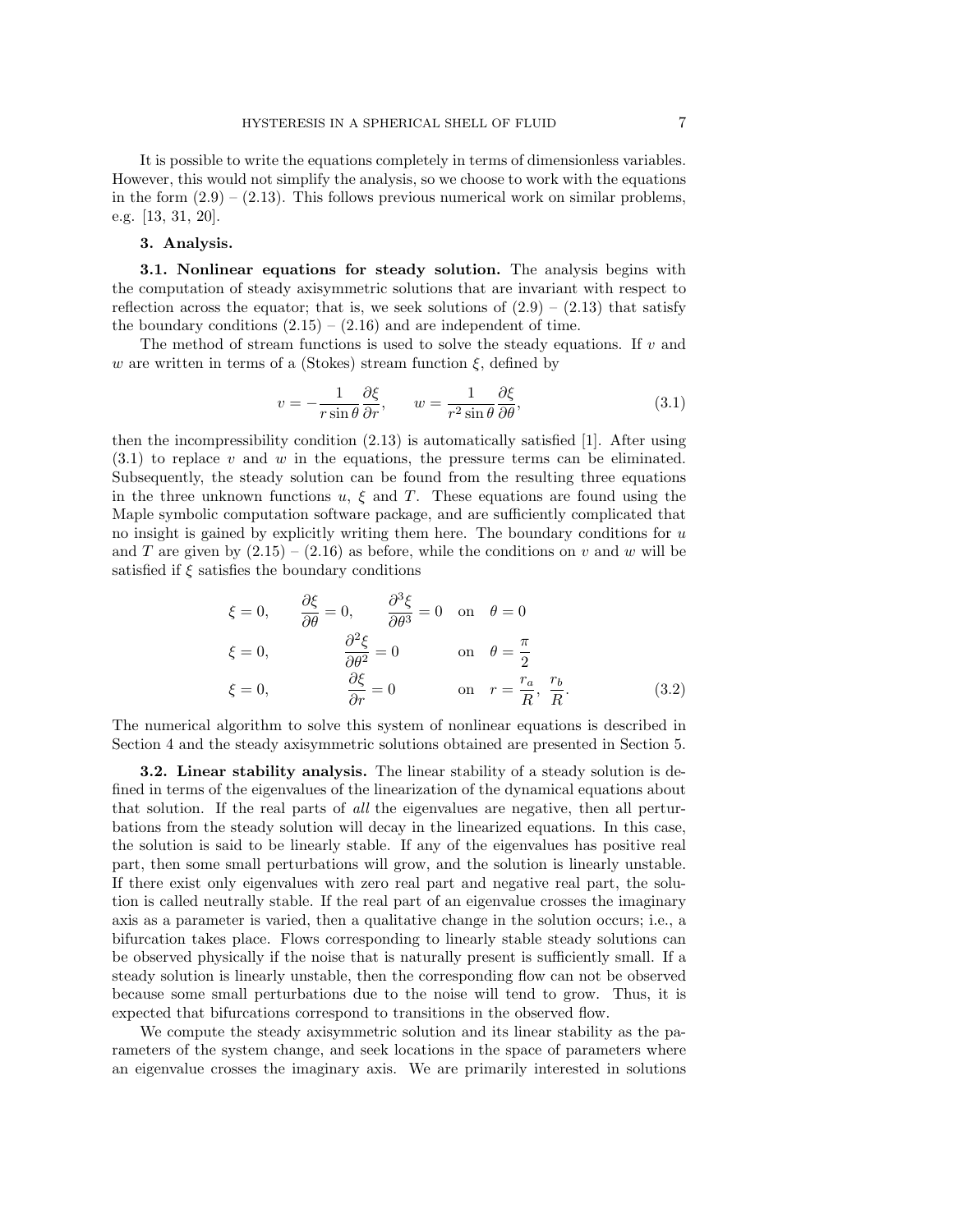It is possible to write the equations completely in terms of dimensionless variables. However, this would not simplify the analysis, so we choose to work with the equations in the form (2.9) – (2.13). This follows previous numerical work on similar problems, e.g. [13, 31, 20].

## 3. Analysis.

**3.1. Nonlinear equations for steady solution.** The analysis begins with the computation of steady axisymmetric solutions that are invariant with respect to reflection across the equator; that is, we seek solutions of (2.9) – (2.13) that satisfy the boundary conditions (2.15) – (2.16) and are independent of time.

The method of stream functions is used to solve the steady equations. If $v$ and $w$ are written in terms of a (Stokes) stream function $\xi$, defined by

$$v = -\frac{1}{r\sin\theta}\frac{\partial \xi}{\partial r}, \qquad w = \frac{1}{r^2 \sin\theta}\frac{\partial \xi}{\partial \theta}, \tag{3.1}$$

then the incompressibility condition (2.13) is automatically satisfied [1]. After using (3.1) to replace $v$ and $w$ in the equations, the pressure terms can be eliminated. Subsequently, the steady solution can be found from the resulting three equations in the three unknown functions $u$, $\xi$ and $T$. These equations are found using the Maple symbolic computation software package, and are sufficiently complicated that no insight is gained by explicitly writing them here. The boundary conditions for $u$ and $T$ are given by (2.15) – (2.16) as before, while the conditions on $v$ and $w$ will be satisfied if $\xi$ satisfies the boundary conditions

$$\begin{aligned}
&\xi = 0, \qquad \frac{\partial \xi}{\partial \theta} = 0, \qquad \frac{\partial^3 \xi}{\partial \theta^3} = 0 \quad \text{on} \quad \theta = 0 \\
&\xi = 0, \qquad \frac{\partial^2 \xi}{\partial \theta^2} = 0 \qquad \text{on} \quad \theta = \frac{\pi}{2} \\
&\xi = 0, \qquad \frac{\partial \xi}{\partial r} = 0 \qquad \text{on} \quad r = \frac{r_a}{R},\ \frac{r_b}{R}.
\end{aligned} \tag{3.2}$$

The numerical algorithm to solve this system of nonlinear equations is described in Section 4 and the steady axisymmetric solutions obtained are presented in Section 5.

**3.2. Linear stability analysis.** The linear stability of a steady solution is defined in terms of the eigenvalues of the linearization of the dynamical equations about that solution. If the real parts of *all* the eigenvalues are negative, then all perturbations from the steady solution will decay in the linearized equations. In this case, the solution is said to be linearly stable. If any of the eigenvalues has positive real part, then some small perturbations will grow, and the solution is linearly unstable. If there exist only eigenvalues with zero real part and negative real part, the solution is called neutrally stable. If the real part of an eigenvalue crosses the imaginary axis as a parameter is varied, then a qualitative change in the solution occurs; i.e., a bifurcation takes place. Flows corresponding to linearly stable steady solutions can be observed physically if the noise that is naturally present is sufficiently small. If a steady solution is linearly unstable, then the corresponding flow can not be observed because some small perturbations due to the noise will tend to grow. Thus, it is expected that bifurcations correspond to transitions in the observed flow.

We compute the steady axisymmetric solution and its linear stability as the parameters of the system change, and seek locations in the space of parameters where an eigenvalue crosses the imaginary axis. We are primarily interested in solutions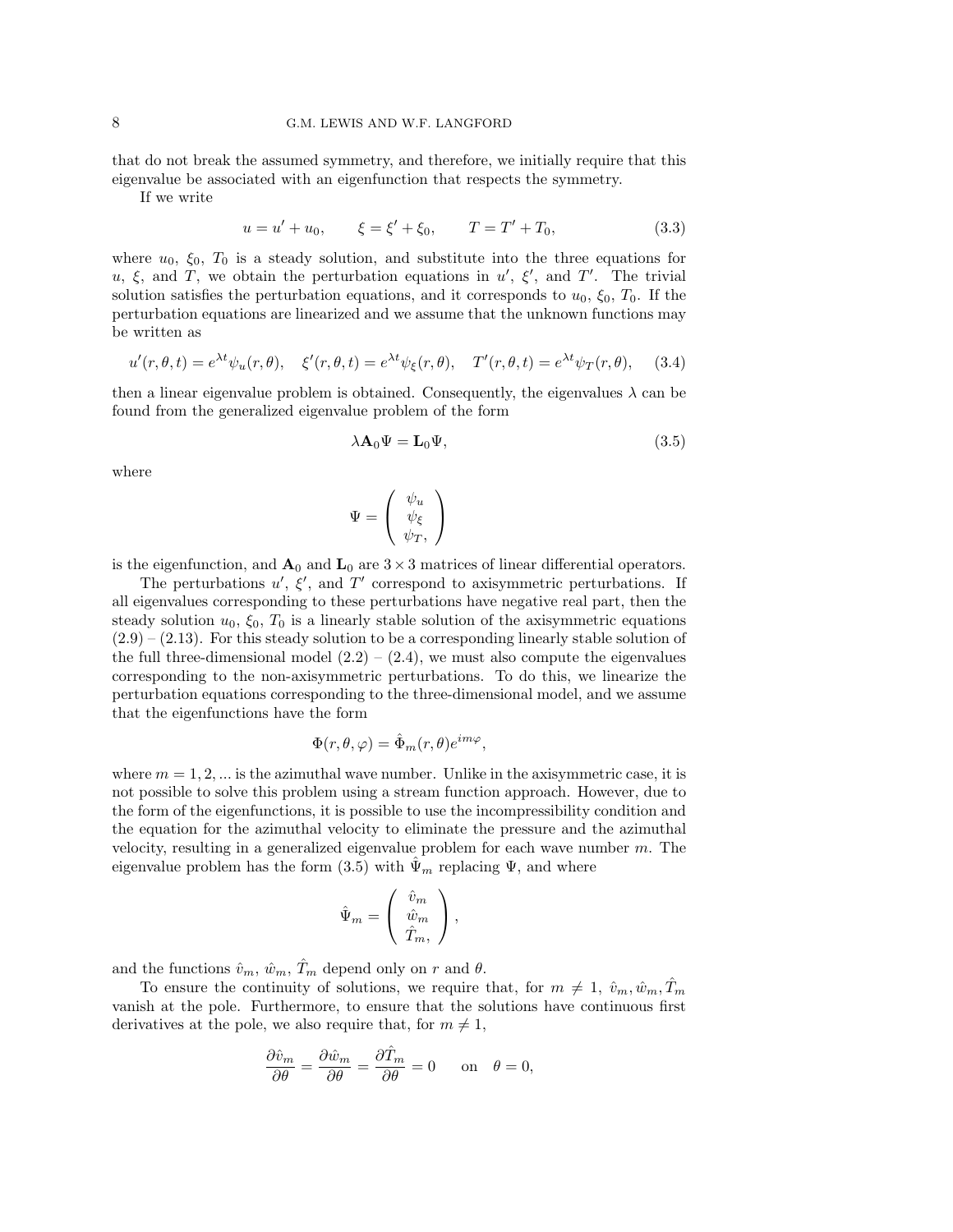that do not break the assumed symmetry, and therefore, we initially require that this eigenvalue be associated with an eigenfunction that respects the symmetry.

If we write

$$u = u' + u_0, \qquad \xi = \xi' + \xi_0, \qquad T = T' + T_0, \tag{3.3}$$

where $u_0$, $\xi_0$, $T_0$ is a steady solution, and substitute into the three equations for $u$, $\xi$, and $T$, we obtain the perturbation equations in $u'$, $\xi'$, and $T'$. The trivial solution satisfies the perturbation equations, and it corresponds to $u_0$, $\xi_0$, $T_0$. If the perturbation equations are linearized and we assume that the unknown functions may be written as

$$u'(r,\theta,t) = e^{\lambda t}\psi_u(r,\theta), \quad \xi'(r,\theta,t) = e^{\lambda t}\psi_\xi(r,\theta), \quad T'(r,\theta,t) = e^{\lambda t}\psi_T(r,\theta), \tag{3.4}$$

then a linear eigenvalue problem is obtained. Consequently, the eigenvalues $\lambda$ can be found from the generalized eigenvalue problem of the form

$$\lambda \mathbf{A}_0 \Psi = \mathbf{L}_0 \Psi, \tag{3.5}$$

where

$$\Psi = \left( \begin{array}{c} \psi_u \\ \psi_\xi \\ \psi_T, \end{array} \right)$$

is the eigenfunction, and $\mathbf{A}_0$ and $\mathbf{L}_0$ are $3 \times 3$ matrices of linear differential operators.

The perturbations $u'$, $\xi'$, and $T'$ correspond to axisymmetric perturbations. If all eigenvalues corresponding to these perturbations have negative real part, then the steady solution $u_0$, $\xi_0$, $T_0$ is a linearly stable solution of the axisymmetric equations (2.9) – (2.13). For this steady solution to be a corresponding linearly stable solution of the full three-dimensional model (2.2) – (2.4), we must also compute the eigenvalues corresponding to the non-axisymmetric perturbations. To do this, we linearize the perturbation equations corresponding to the three-dimensional model, and we assume that the eigenfunctions have the form

$$\Phi(r,\theta,\varphi) = \hat{\Phi}_m(r,\theta)e^{im\varphi},$$

where $m = 1, 2, ...$ is the azimuthal wave number. Unlike in the axisymmetric case, it is not possible to solve this problem using a stream function approach. However, due to the form of the eigenfunctions, it is possible to use the incompressibility condition and the equation for the azimuthal velocity to eliminate the pressure and the azimuthal velocity, resulting in a generalized eigenvalue problem for each wave number $m$. The eigenvalue problem has the form (3.5) with $\hat{\Psi}_m$ replacing $\Psi$, and where

$$\hat{\Psi}_m = \left( \begin{array}{c} \hat{v}_m \\ \hat{w}_m \\ \hat{T}_m, \end{array} \right),$$

and the functions $\hat{v}_m$, $\hat{w}_m$, $\hat{T}_m$ depend only on $r$ and $\theta$.

To ensure the continuity of solutions, we require that, for $m \neq 1$, $\hat{v}_m, \hat{w}_m, \hat{T}_m$ vanish at the pole. Furthermore, to ensure that the solutions have continuous first derivatives at the pole, we also require that, for $m \neq 1$,

$$\frac{\partial \hat{v}_m}{\partial \theta} = \frac{\partial \hat{w}_m}{\partial \theta} = \frac{\partial \hat{T}_m}{\partial \theta} = 0 \qquad \text{on} \quad \theta = 0,$$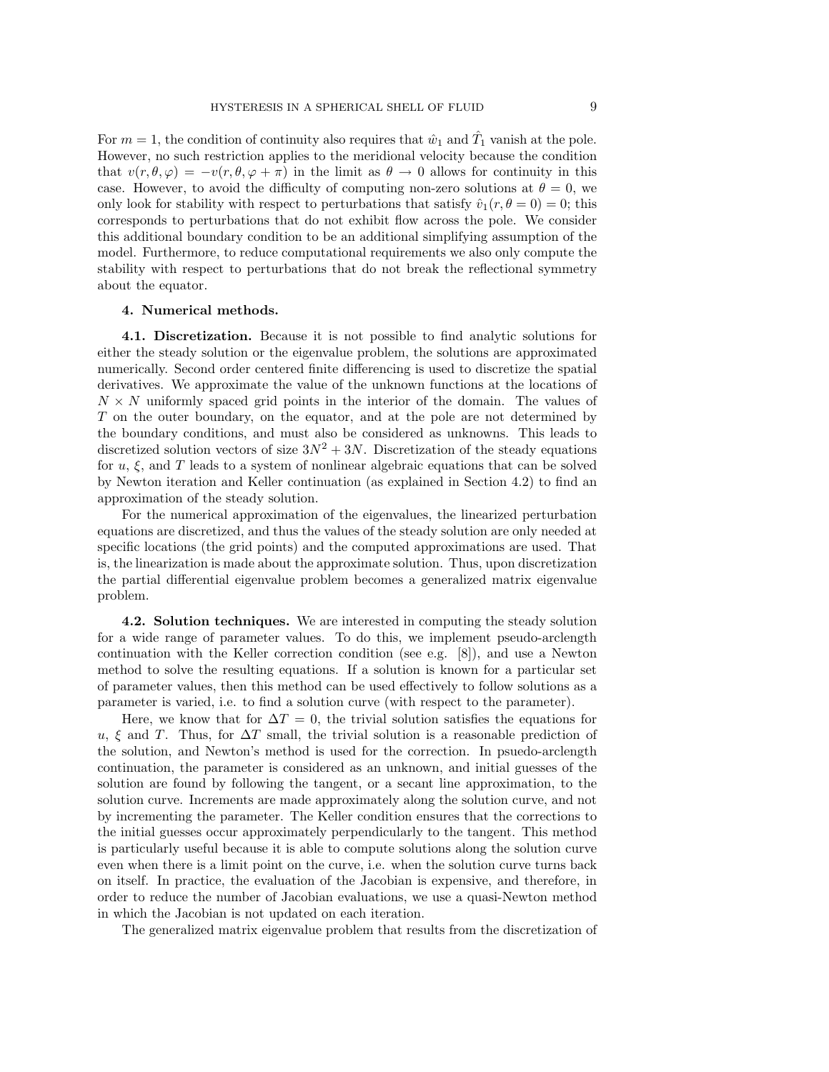For $m = 1$, the condition of continuity also requires that $\hat{w}_1$ and $\hat{T}_1$ vanish at the pole. However, no such restriction applies to the meridional velocity because the condition that $v(r, \theta, \varphi) = -v(r, \theta, \varphi + \pi)$ in the limit as $\theta \to 0$ allows for continuity in this case. However, to avoid the difficulty of computing non-zero solutions at $\theta = 0$, we only look for stability with respect to perturbations that satisfy $\hat{v}_1(r, \theta = 0) = 0$; this corresponds to perturbations that do not exhibit flow across the pole. We consider this additional boundary condition to be an additional simplifying assumption of the model. Furthermore, to reduce computational requirements we also only compute the stability with respect to perturbations that do not break the reflectional symmetry about the equator.

## 4. Numerical methods.

### 4.1. Discretization.

Because it is not possible to find analytic solutions for either the steady solution or the eigenvalue problem, the solutions are approximated numerically. Second order centered finite differencing is used to discretize the spatial derivatives. We approximate the value of the unknown functions at the locations of $N \times N$ uniformly spaced grid points in the interior of the domain. The values of $T$ on the outer boundary, on the equator, and at the pole are not determined by the boundary conditions, and must also be considered as unknowns. This leads to discretized solution vectors of size $3N^2 + 3N$. Discretization of the steady equations for $u$, $\xi$, and $T$ leads to a system of nonlinear algebraic equations that can be solved by Newton iteration and Keller continuation (as explained in Section 4.2) to find an approximation of the steady solution.

For the numerical approximation of the eigenvalues, the linearized perturbation equations are discretized, and thus the values of the steady solution are only needed at specific locations (the grid points) and the computed approximations are used. That is, the linearization is made about the approximate solution. Thus, upon discretization the partial differential eigenvalue problem becomes a generalized matrix eigenvalue problem.

### 4.2. Solution techniques.

We are interested in computing the steady solution for a wide range of parameter values. To do this, we implement pseudo-arclength continuation with the Keller correction condition (see e.g. [8]), and use a Newton method to solve the resulting equations. If a solution is known for a particular set of parameter values, then this method can be used effectively to follow solutions as a parameter is varied, i.e. to find a solution curve (with respect to the parameter).

Here, we know that for $\Delta T = 0$, the trivial solution satisfies the equations for $u$, $\xi$ and $T$. Thus, for $\Delta T$ small, the trivial solution is a reasonable prediction of the solution, and Newton's method is used for the correction. In psuedo-arclength continuation, the parameter is considered as an unknown, and initial guesses of the solution are found by following the tangent, or a secant line approximation, to the solution curve. Increments are made approximately along the solution curve, and not by incrementing the parameter. The Keller condition ensures that the corrections to the initial guesses occur approximately perpendicularly to the tangent. This method is particularly useful because it is able to compute solutions along the solution curve even when there is a limit point on the curve, i.e. when the solution curve turns back on itself. In practice, the evaluation of the Jacobian is expensive, and therefore, in order to reduce the number of Jacobian evaluations, we use a quasi-Newton method in which the Jacobian is not updated on each iteration.

The generalized matrix eigenvalue problem that results from the discretization of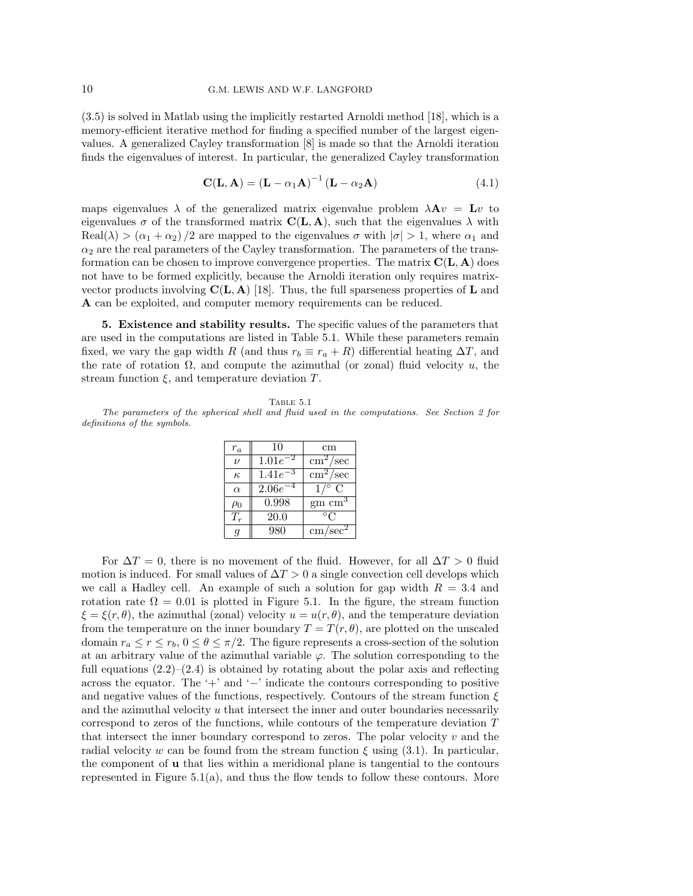(3.5) is solved in Matlab using the implicitly restarted Arnoldi method [18], which is a memory-efficient iterative method for finding a specified number of the largest eigenvalues. A generalized Cayley transformation [8] is made so that the Arnoldi iteration finds the eigenvalues of interest. In particular, the generalized Cayley transformation

$$\mathbf{C}(\mathbf{L}, \mathbf{A}) = (\mathbf{L} - \alpha_1 \mathbf{A})^{-1} (\mathbf{L} - \alpha_2 \mathbf{A}) \tag{4.1}$$

maps eigenvalues $\lambda$ of the generalized matrix eigenvalue problem $\lambda \mathbf{A} v = \mathbf{L} v$ to eigenvalues $\sigma$ of the transformed matrix $\mathbf{C}(\mathbf{L}, \mathbf{A})$, such that the eigenvalues $\lambda$ with $\mathrm{Real}(\lambda) > (\alpha_1 + \alpha_2)/2$ are mapped to the eigenvalues $\sigma$ with $|\sigma| > 1$, where $\alpha_1$ and $\alpha_2$ are the real parameters of the Cayley transformation. The parameters of the transformation can be chosen to improve convergence properties. The matrix $\mathbf{C}(\mathbf{L}, \mathbf{A})$ does not have to be formed explicitly, because the Arnoldi iteration only requires matrix-vector products involving $\mathbf{C}(\mathbf{L}, \mathbf{A})$ [18]. Thus, the full sparseness properties of $\mathbf{L}$ and $\mathbf{A}$ can be exploited, and computer memory requirements can be reduced.

**5. Existence and stability results.** The specific values of the parameters that are used in the computations are listed in Table 5.1. While these parameters remain fixed, we vary the gap width $R$ (and thus $r_b \equiv r_a + R$) differential heating $\Delta T$, and the rate of rotation $\Omega$, and compute the azimuthal (or zonal) fluid velocity $u$, the stream function $\xi$, and temperature deviation $T$.

Table 5.1

*The parameters of the spherical shell and fluid used in the computations. See Section 2 for definitions of the symbols.*

| | | |
|---|---|---|
| $r_a$ | 10 | cm |
| $\nu$ | $1.01e^{-2}$ | $\mathrm{cm}^2/\mathrm{sec}$ |
| $\kappa$ | $1.41e^{-3}$ | $\mathrm{cm}^2/\mathrm{sec}$ |
| $\alpha$ | $2.06e^{-4}$ | $1/^\circ$ C |
| $\rho_0$ | 0.998 | gm $\mathrm{cm}^3$ |
| $T_r$ | 20.0 | $^\circ$C |
| $g$ | 980 | $\mathrm{cm}/\mathrm{sec}^2$ |

For $\Delta T = 0$, there is no movement of the fluid. However, for all $\Delta T > 0$ fluid motion is induced. For small values of $\Delta T > 0$ a single convection cell develops which we call a Hadley cell. An example of such a solution for gap width $R = 3.4$ and rotation rate $\Omega = 0.01$ is plotted in Figure 5.1. In the figure, the stream function $\xi = \xi(r, \theta)$, the azimuthal (zonal) velocity $u = u(r, \theta)$, and the temperature deviation from the temperature on the inner boundary $T = T(r, \theta)$, are plotted on the unscaled domain $r_a \le r \le r_b$, $0 \le \theta \le \pi/2$. The figure represents a cross-section of the solution at an arbitrary value of the azimuthal variable $\varphi$. The solution corresponding to the full equations (2.2)–(2.4) is obtained by rotating about the polar axis and reflecting across the equator. The '+' and '−' indicate the contours corresponding to positive and negative values of the functions, respectively. Contours of the stream function $\xi$ and the azimuthal velocity $u$ that intersect the inner and outer boundaries necessarily correspond to zeros of the functions, while contours of the temperature deviation $T$ that intersect the inner boundary correspond to zeros. The polar velocity $v$ and the radial velocity $w$ can be found from the stream function $\xi$ using (3.1). In particular, the component of $\mathbf{u}$ that lies within a meridional plane is tangential to the contours represented in Figure 5.1(a), and thus the flow tends to follow these contours. More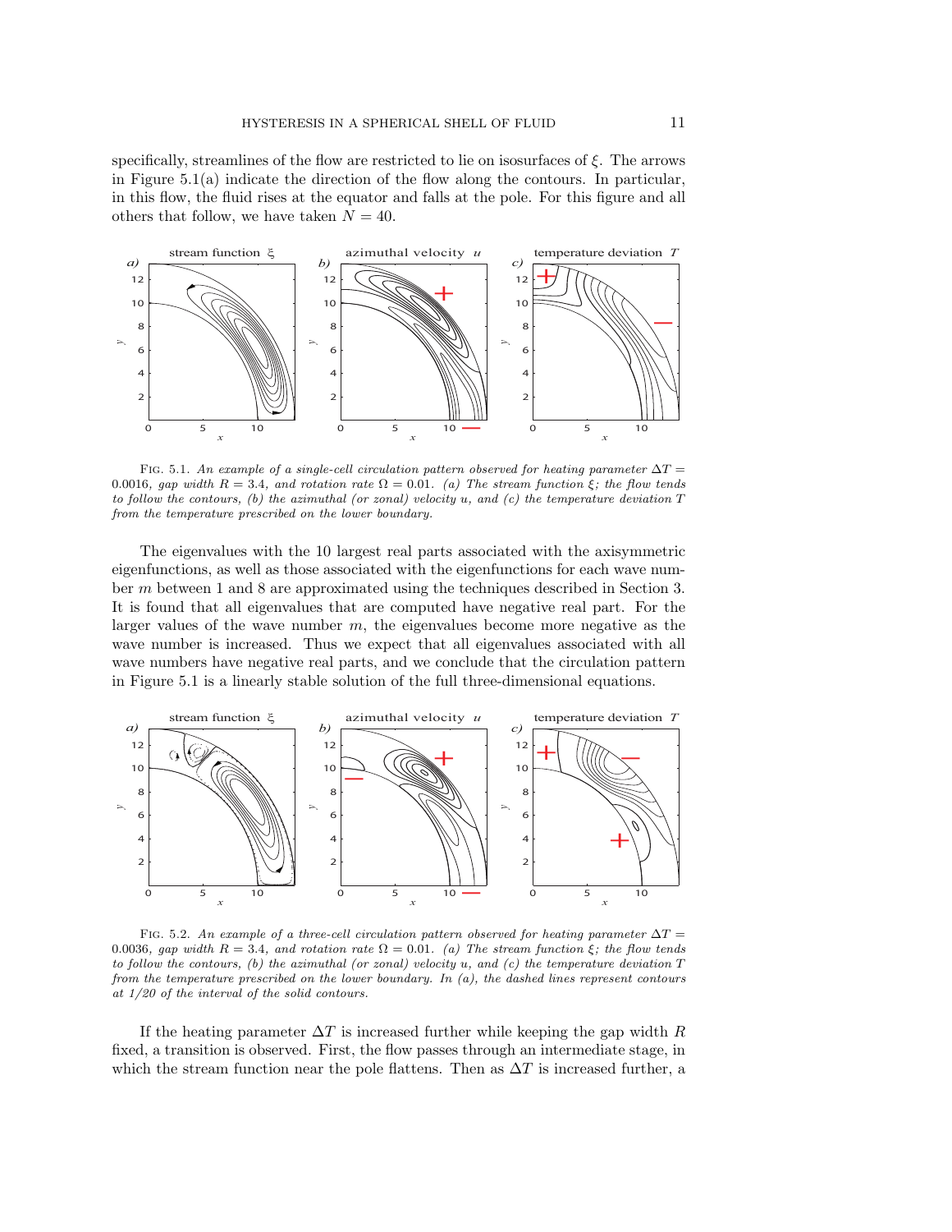specifically, streamlines of the flow are restricted to lie on isosurfaces of $\xi$. The arrows in Figure 5.1(a) indicate the direction of the flow along the contours. In particular, in this flow, the fluid rises at the equator and falls at the pole. For this figure and all others that follow, we have taken $N = 40$.

FIG. 5.1. *An example of a single-cell circulation pattern observed for heating parameter $\Delta T = 0.0016$, gap width $R = 3.4$, and rotation rate $\Omega = 0.01$. (a) The stream function $\xi$; the flow tends to follow the contours, (b) the azimuthal (or zonal) velocity $u$, and (c) the temperature deviation $T$ from the temperature prescribed on the lower boundary.*

The eigenvalues with the 10 largest real parts associated with the axisymmetric eigenfunctions, as well as those associated with the eigenfunctions for each wave number $m$ between 1 and 8 are approximated using the techniques described in Section 3. It is found that all eigenvalues that are computed have negative real part. For the larger values of the wave number $m$, the eigenvalues become more negative as the wave number is increased. Thus we expect that all eigenvalues associated with all wave numbers have negative real parts, and we conclude that the circulation pattern in Figure 5.1 is a linearly stable solution of the full three-dimensional equations.

FIG. 5.2. *An example of a three-cell circulation pattern observed for heating parameter $\Delta T = 0.0036$, gap width $R = 3.4$, and rotation rate $\Omega = 0.01$. (a) The stream function $\xi$; the flow tends to follow the contours, (b) the azimuthal (or zonal) velocity $u$, and (c) the temperature deviation $T$ from the temperature prescribed on the lower boundary. In (a), the dashed lines represent contours at 1/20 of the interval of the solid contours.*

If the heating parameter $\Delta T$ is increased further while keeping the gap width $R$ fixed, a transition is observed. First, the flow passes through an intermediate stage, in which the stream function near the pole flattens. Then as $\Delta T$ is increased further, a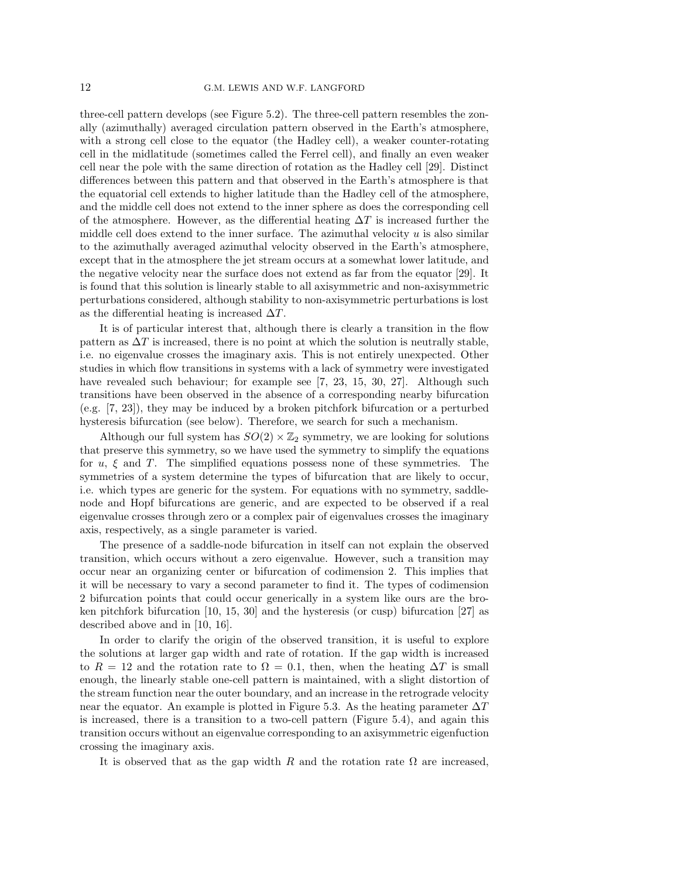three-cell pattern develops (see Figure 5.2). The three-cell pattern resembles the zonally (azimuthally) averaged circulation pattern observed in the Earth's atmosphere, with a strong cell close to the equator (the Hadley cell), a weaker counter-rotating cell in the midlatitude (sometimes called the Ferrel cell), and finally an even weaker cell near the pole with the same direction of rotation as the Hadley cell [29]. Distinct differences between this pattern and that observed in the Earth's atmosphere is that the equatorial cell extends to higher latitude than the Hadley cell of the atmosphere, and the middle cell does not extend to the inner sphere as does the corresponding cell of the atmosphere. However, as the differential heating $\Delta T$ is increased further the middle cell does extend to the inner surface. The azimuthal velocity $u$ is also similar to the azimuthally averaged azimuthal velocity observed in the Earth's atmosphere, except that in the atmosphere the jet stream occurs at a somewhat lower latitude, and the negative velocity near the surface does not extend as far from the equator [29]. It is found that this solution is linearly stable to all axisymmetric and non-axisymmetric perturbations considered, although stability to non-axisymmetric perturbations is lost as the differential heating is increased $\Delta T$.

It is of particular interest that, although there is clearly a transition in the flow pattern as $\Delta T$ is increased, there is no point at which the solution is neutrally stable, i.e. no eigenvalue crosses the imaginary axis. This is not entirely unexpected. Other studies in which flow transitions in systems with a lack of symmetry were investigated have revealed such behaviour; for example see [7, 23, 15, 30, 27]. Although such transitions have been observed in the absence of a corresponding nearby bifurcation (e.g. [7, 23]), they may be induced by a broken pitchfork bifurcation or a perturbed hysteresis bifurcation (see below). Therefore, we search for such a mechanism.

Although our full system has $SO(2) \times \mathbb{Z}_2$ symmetry, we are looking for solutions that preserve this symmetry, so we have used the symmetry to simplify the equations for $u$, $\xi$ and $T$. The simplified equations possess none of these symmetries. The symmetries of a system determine the types of bifurcation that are likely to occur, i.e. which types are generic for the system. For equations with no symmetry, saddle-node and Hopf bifurcations are generic, and are expected to be observed if a real eigenvalue crosses through zero or a complex pair of eigenvalues crosses the imaginary axis, respectively, as a single parameter is varied.

The presence of a saddle-node bifurcation in itself can not explain the observed transition, which occurs without a zero eigenvalue. However, such a transition may occur near an organizing center or bifurcation of codimension 2. This implies that it will be necessary to vary a second parameter to find it. The types of codimension 2 bifurcation points that could occur generically in a system like ours are the broken pitchfork bifurcation [10, 15, 30] and the hysteresis (or cusp) bifurcation [27] as described above and in [10, 16].

In order to clarify the origin of the observed transition, it is useful to explore the solutions at larger gap width and rate of rotation. If the gap width is increased to $R = 12$ and the rotation rate to $\Omega = 0.1$, then, when the heating $\Delta T$ is small enough, the linearly stable one-cell pattern is maintained, with a slight distortion of the stream function near the outer boundary, and an increase in the retrograde velocity near the equator. An example is plotted in Figure 5.3. As the heating parameter $\Delta T$ is increased, there is a transition to a two-cell pattern (Figure 5.4), and again this transition occurs without an eigenvalue corresponding to an axisymmetric eigenfuction crossing the imaginary axis.

It is observed that as the gap width $R$ and the rotation rate $\Omega$ are increased,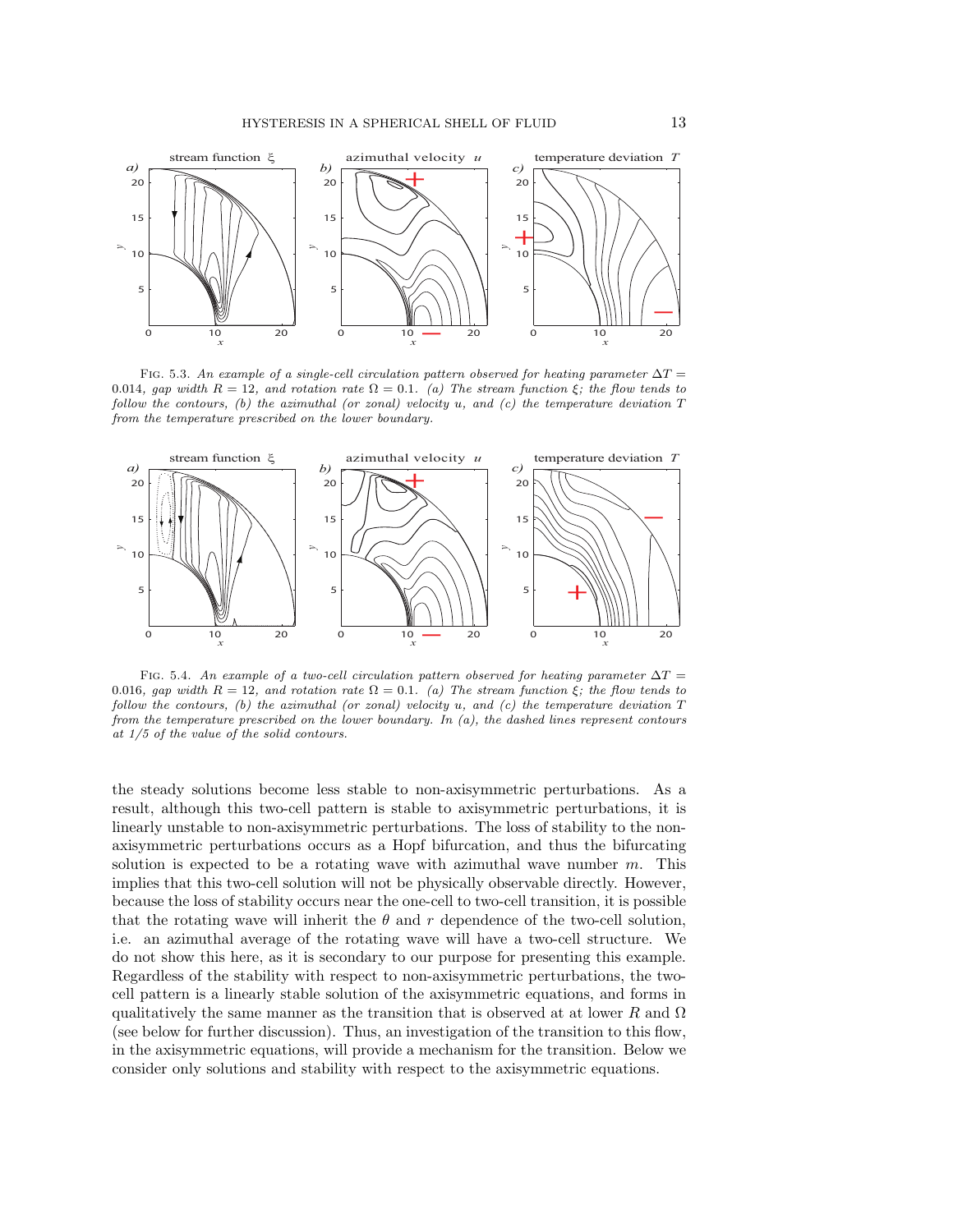FIG. 5.3. *An example of a single-cell circulation pattern observed for heating parameter $\Delta T = 0.014$, gap width $R = 12$, and rotation rate $\Omega = 0.1$. (a) The stream function $\xi$; the flow tends to follow the contours, (b) the azimuthal (or zonal) velocity $u$, and (c) the temperature deviation $T$ from the temperature prescribed on the lower boundary.*

FIG. 5.4. *An example of a two-cell circulation pattern observed for heating parameter $\Delta T = 0.016$, gap width $R = 12$, and rotation rate $\Omega = 0.1$. (a) The stream function $\xi$; the flow tends to follow the contours, (b) the azimuthal (or zonal) velocity $u$, and (c) the temperature deviation $T$ from the temperature prescribed on the lower boundary. In (a), the dashed lines represent contours at 1/5 of the value of the solid contours.*

the steady solutions become less stable to non-axisymmetric perturbations. As a result, although this two-cell pattern is stable to axisymmetric perturbations, it is linearly unstable to non-axisymmetric perturbations. The loss of stability to the non-axisymmetric perturbations occurs as a Hopf bifurcation, and thus the bifurcating solution is expected to be a rotating wave with azimuthal wave number $m$. This implies that this two-cell solution will not be physically observable directly. However, because the loss of stability occurs near the one-cell to two-cell transition, it is possible that the rotating wave will inherit the $\theta$ and $r$ dependence of the two-cell solution, i.e. an azimuthal average of the rotating wave will have a two-cell structure. We do not show this here, as it is secondary to our purpose for presenting this example. Regardless of the stability with respect to non-axisymmetric perturbations, the two-cell pattern is a linearly stable solution of the axisymmetric equations, and forms in qualitatively the same manner as the transition that is observed at at lower $R$ and $\Omega$ (see below for further discussion). Thus, an investigation of the transition to this flow, in the axisymmetric equations, will provide a mechanism for the transition. Below we consider only solutions and stability with respect to the axisymmetric equations.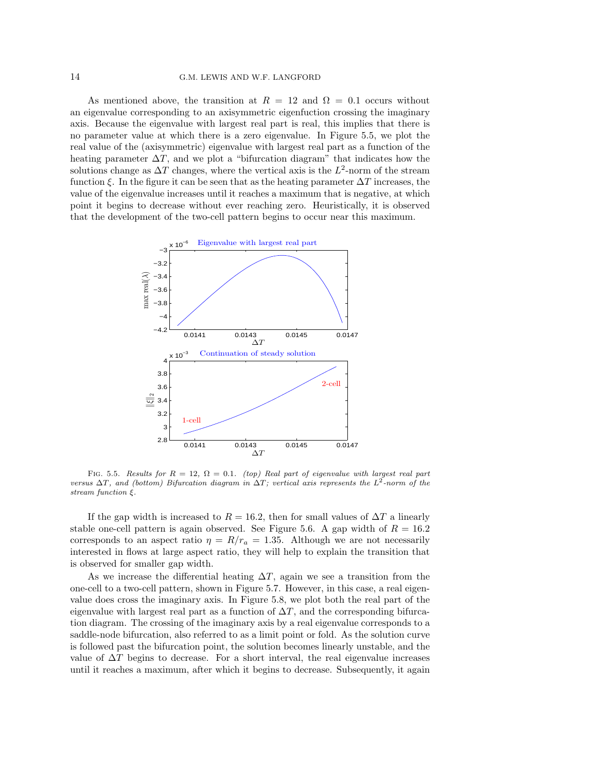As mentioned above, the transition at $R = 12$ and $\Omega = 0.1$ occurs without an eigenvalue corresponding to an axisymmetric eigenfuction crossing the imaginary axis. Because the eigenvalue with largest real part is real, this implies that there is no parameter value at which there is a zero eigenvalue. In Figure 5.5, we plot the real value of the (axisymmetric) eigenvalue with largest real part as a function of the heating parameter $\Delta T$, and we plot a "bifurcation diagram" that indicates how the solutions change as $\Delta T$ changes, where the vertical axis is the $L^2$-norm of the stream function $\xi$. In the figure it can be seen that as the heating parameter $\Delta T$ increases, the value of the eigenvalue increases until it reaches a maximum that is negative, at which point it begins to decrease without ever reaching zero. Heuristically, it is observed that the development of the two-cell pattern begins to occur near this maximum.

Fig. 5.5. *Results for $R = 12$, $\Omega = 0.1$. (top) Real part of eigenvalue with largest real part versus $\Delta T$, and (bottom) Bifurcation diagram in $\Delta T$; vertical axis represents the $L^2$-norm of the stream function $\xi$.*

If the gap width is increased to $R = 16.2$, then for small values of $\Delta T$ a linearly stable one-cell pattern is again observed. See Figure 5.6. A gap width of $R = 16.2$ corresponds to an aspect ratio $\eta = R/r_a = 1.35$. Although we are not necessarily interested in flows at large aspect ratio, they will help to explain the transition that is observed for smaller gap width.

As we increase the differential heating $\Delta T$, again we see a transition from the one-cell to a two-cell pattern, shown in Figure 5.7. However, in this case, a real eigenvalue does cross the imaginary axis. In Figure 5.8, we plot both the real part of the eigenvalue with largest real part as a function of $\Delta T$, and the corresponding bifurcation diagram. The crossing of the imaginary axis by a real eigenvalue corresponds to a saddle-node bifurcation, also referred to as a limit point or fold. As the solution curve is followed past the bifurcation point, the solution becomes linearly unstable, and the value of $\Delta T$ begins to decrease. For a short interval, the real eigenvalue increases until it reaches a maximum, after which it begins to decrease. Subsequently, it again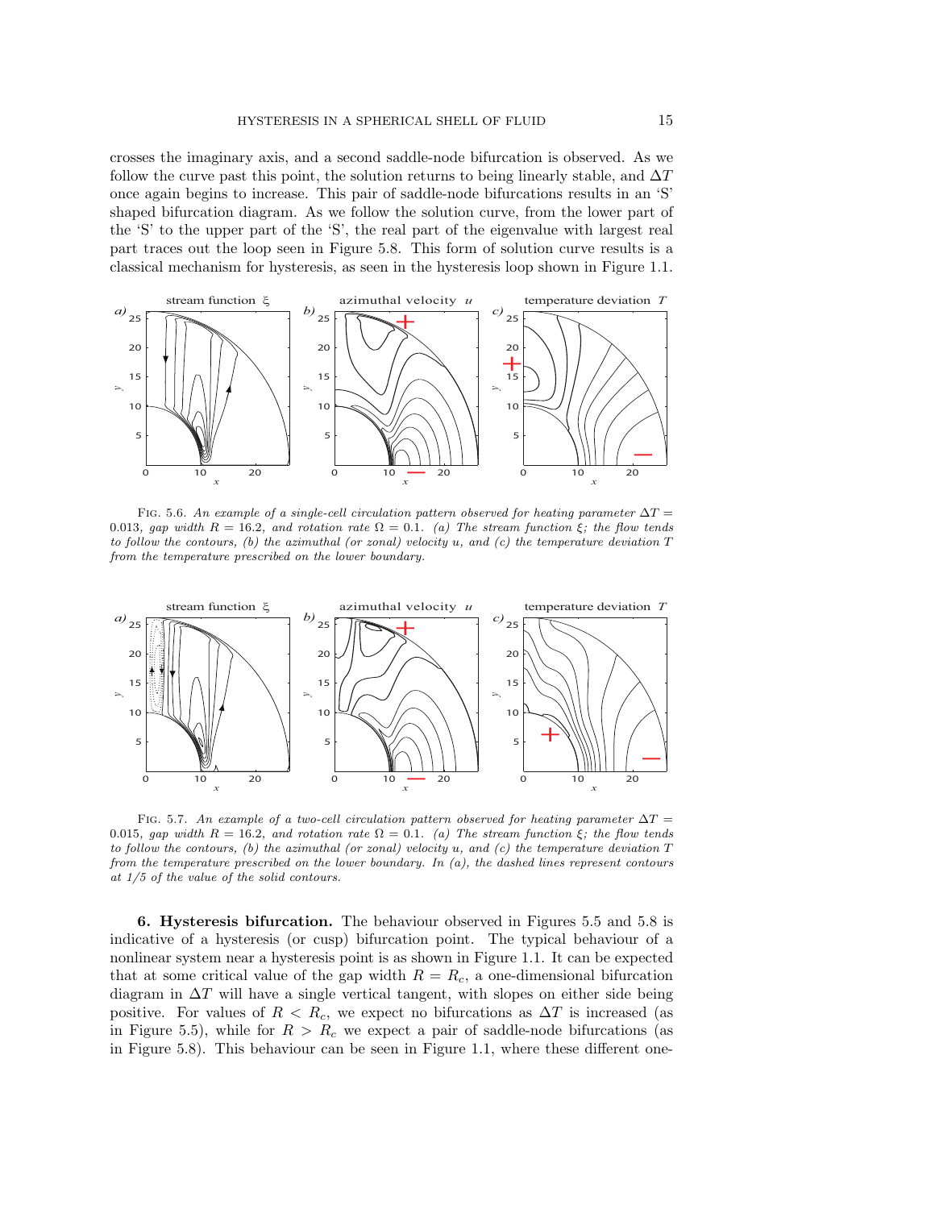crosses the imaginary axis, and a second saddle-node bifurcation is observed. As we follow the curve past this point, the solution returns to being linearly stable, and $\Delta T$ once again begins to increase. This pair of saddle-node bifurcations results in an 'S' shaped bifurcation diagram. As we follow the solution curve, from the lower part of the 'S' to the upper part of the 'S', the real part of the eigenvalue with largest real part traces out the loop seen in Figure 5.8. This form of solution curve results is a classical mechanism for hysteresis, as seen in the hysteresis loop shown in Figure 1.1.

FIG. 5.6. *An example of a single-cell circulation pattern observed for heating parameter* $\Delta T = 0.013$*, gap width* $R = 16.2$*, and rotation rate* $\Omega = 0.1$*. (a) The stream function* $\xi$*; the flow tends to follow the contours, (b) the azimuthal (or zonal) velocity* $u$*, and (c) the temperature deviation* $T$ *from the temperature prescribed on the lower boundary.*

FIG. 5.7. *An example of a two-cell circulation pattern observed for heating parameter* $\Delta T = 0.015$*, gap width* $R = 16.2$*, and rotation rate* $\Omega = 0.1$*. (a) The stream function* $\xi$*; the flow tends to follow the contours, (b) the azimuthal (or zonal) velocity* $u$*, and (c) the temperature deviation* $T$ *from the temperature prescribed on the lower boundary. In (a), the dashed lines represent contours at 1/5 of the value of the solid contours.*

**6. Hysteresis bifurcation.** The behaviour observed in Figures 5.5 and 5.8 is indicative of a hysteresis (or cusp) bifurcation point. The typical behaviour of a nonlinear system near a hysteresis point is as shown in Figure 1.1. It can be expected that at some critical value of the gap width $R = R_c$, a one-dimensional bifurcation diagram in $\Delta T$ will have a single vertical tangent, with slopes on either side being positive. For values of $R < R_c$, we expect no bifurcations as $\Delta T$ is increased (as in Figure 5.5), while for $R > R_c$ we expect a pair of saddle-node bifurcations (as in Figure 5.8). This behaviour can be seen in Figure 1.1, where these different one-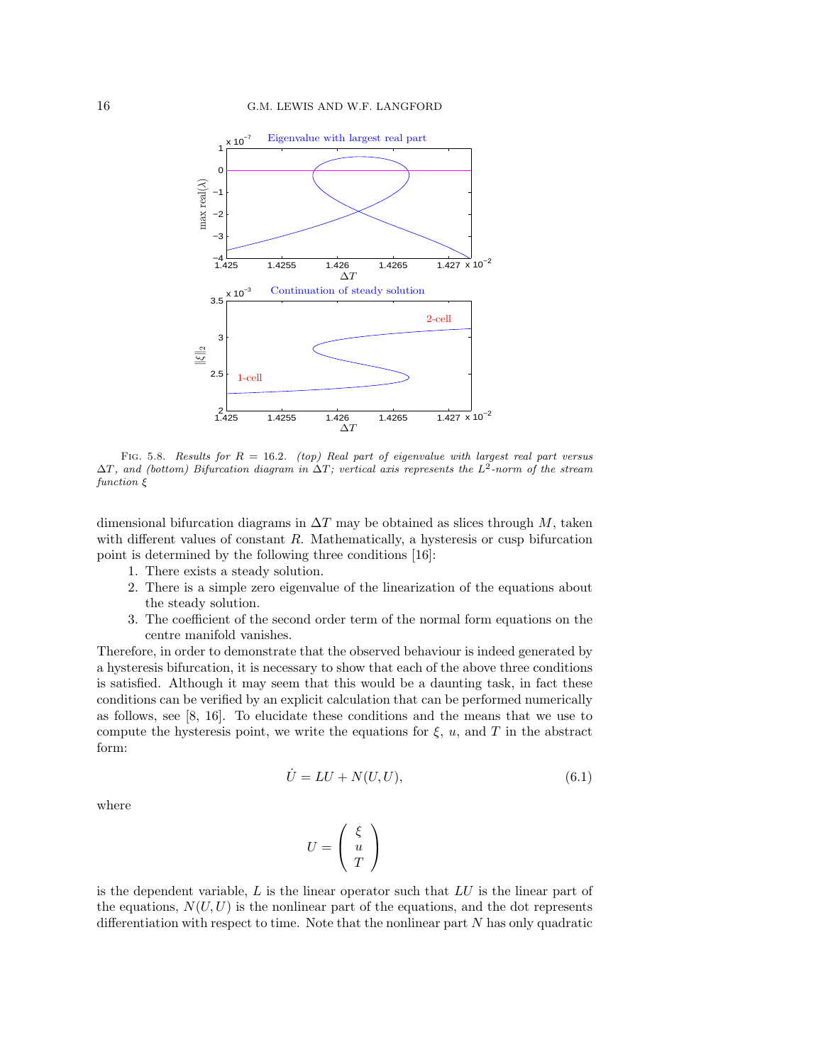FIG. 5.8. *Results for $R = 16.2$. (top) Real part of eigenvalue with largest real part versus $\Delta T$, and (bottom) Bifurcation diagram in $\Delta T$; vertical axis represents the $L^2$-norm of the stream function $\xi$*

dimensional bifurcation diagrams in $\Delta T$ may be obtained as slices through $M$, taken with different values of constant $R$. Mathematically, a hysteresis or cusp bifurcation point is determined by the following three conditions [16]:

1. There exists a steady solution.
2. There is a simple zero eigenvalue of the linearization of the equations about the steady solution.
3. The coefficient of the second order term of the normal form equations on the centre manifold vanishes.

Therefore, in order to demonstrate that the observed behaviour is indeed generated by a hysteresis bifurcation, it is necessary to show that each of the above three conditions is satisfied. Although it may seem that this would be a daunting task, in fact these conditions can be verified by an explicit calculation that can be performed numerically as follows, see [8, 16]. To elucidate these conditions and the means that we use to compute the hysteresis point, we write the equations for $\xi$, $u$, and $T$ in the abstract form:

$$\dot{U} = LU + N(U, U), \tag{6.1}$$

where

$$U = \begin{pmatrix} \xi \\ u \\ T \end{pmatrix}$$

is the dependent variable, $L$ is the linear operator such that $LU$ is the linear part of the equations, $N(U, U)$ is the nonlinear part of the equations, and the dot represents differentiation with respect to time. Note that the nonlinear part $N$ has only quadratic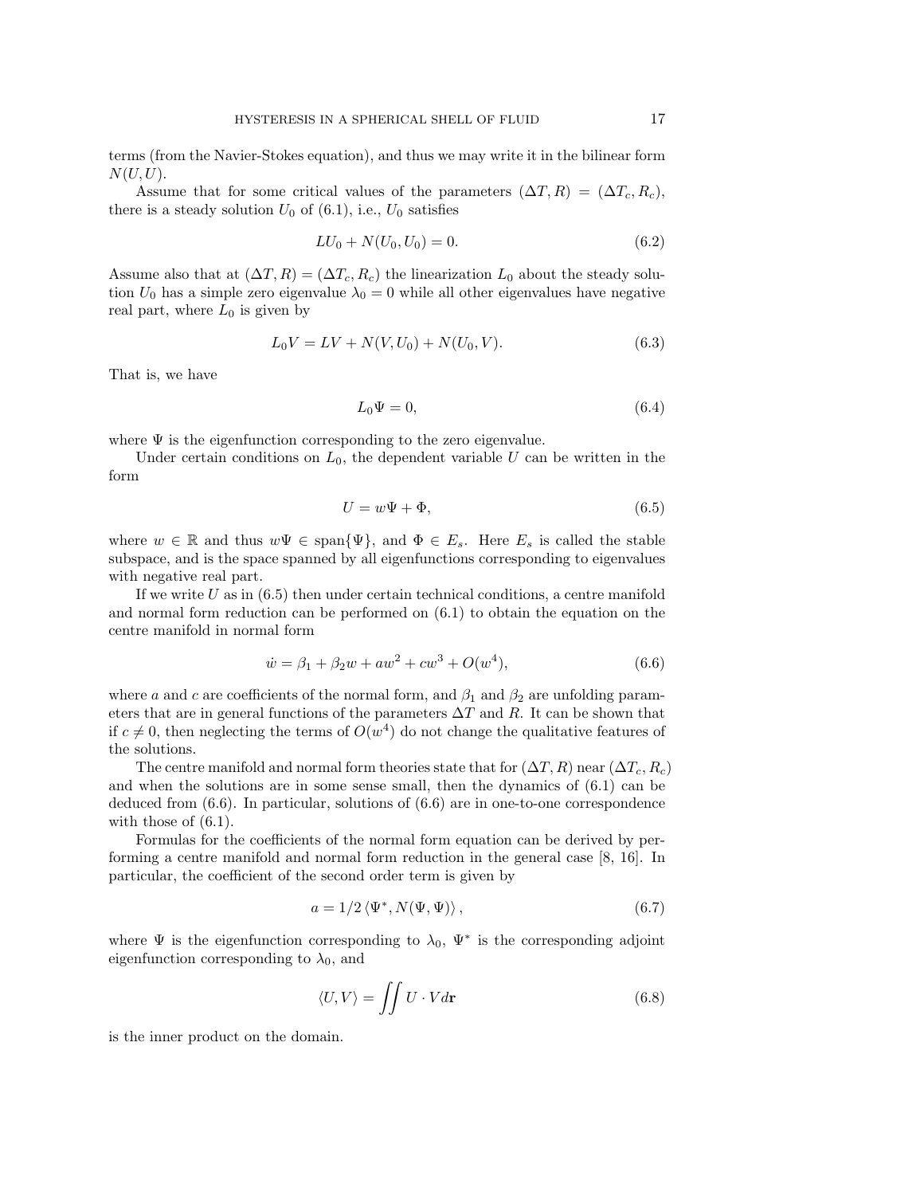terms (from the Navier-Stokes equation), and thus we may write it in the bilinear form $N(U, U)$.

Assume that for some critical values of the parameters $(\Delta T, R) = (\Delta T_c, R_c)$, there is a steady solution $U_0$ of (6.1), i.e., $U_0$ satisfies

$$LU_0 + N(U_0, U_0) = 0. \tag{6.2}$$

Assume also that at $(\Delta T, R) = (\Delta T_c, R_c)$ the linearization $L_0$ about the steady solution $U_0$ has a simple zero eigenvalue $\lambda_0 = 0$ while all other eigenvalues have negative real part, where $L_0$ is given by

$$L_0 V = LV + N(V, U_0) + N(U_0, V). \tag{6.3}$$

That is, we have

$$L_0 \Psi = 0, \tag{6.4}$$

where $\Psi$ is the eigenfunction corresponding to the zero eigenvalue.

Under certain conditions on $L_0$, the dependent variable $U$ can be written in the form

$$U = w\Psi + \Phi, \tag{6.5}$$

where $w \in \mathbb{R}$ and thus $w\Psi \in \operatorname{span}\{\Psi\}$, and $\Phi \in E_s$. Here $E_s$ is called the stable subspace, and is the space spanned by all eigenfunctions corresponding to eigenvalues with negative real part.

If we write $U$ as in (6.5) then under certain technical conditions, a centre manifold and normal form reduction can be performed on (6.1) to obtain the equation on the centre manifold in normal form

$$\dot{w} = \beta_1 + \beta_2 w + aw^2 + cw^3 + O(w^4), \tag{6.6}$$

where $a$ and $c$ are coefficients of the normal form, and $\beta_1$ and $\beta_2$ are unfolding parameters that are in general functions of the parameters $\Delta T$ and $R$. It can be shown that if $c \neq 0$, then neglecting the terms of $O(w^4)$ do not change the qualitative features of the solutions.

The centre manifold and normal form theories state that for $(\Delta T, R)$ near $(\Delta T_c, R_c)$ and when the solutions are in some sense small, then the dynamics of (6.1) can be deduced from (6.6). In particular, solutions of (6.6) are in one-to-one correspondence with those of (6.1).

Formulas for the coefficients of the normal form equation can be derived by performing a centre manifold and normal form reduction in the general case [8, 16]. In particular, the coefficient of the second order term is given by

$$a = 1/2 \left\langle \Psi^*, N(\Psi, \Psi) \right\rangle, \tag{6.7}$$

where $\Psi$ is the eigenfunction corresponding to $\lambda_0$, $\Psi^*$ is the corresponding adjoint eigenfunction corresponding to $\lambda_0$, and

$$\langle U, V \rangle = \iint U \cdot V d\mathbf{r} \tag{6.8}$$

is the inner product on the domain.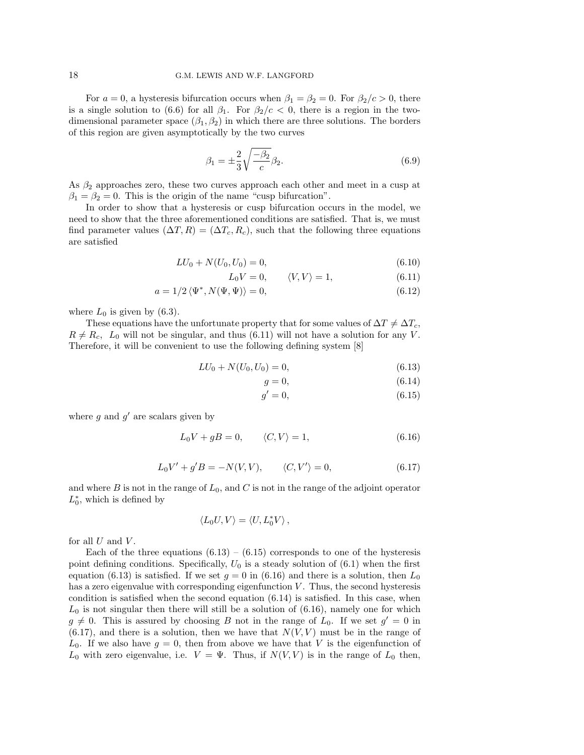For $a = 0$, a hysteresis bifurcation occurs when $\beta_1 = \beta_2 = 0$. For $\beta_2/c > 0$, there is a single solution to (6.6) for all $\beta_1$. For $\beta_2/c < 0$, there is a region in the two-dimensional parameter space $(\beta_1, \beta_2)$ in which there are three solutions. The borders of this region are given asymptotically by the two curves

$$\beta_1 = \pm\frac{2}{3}\sqrt{\frac{-\beta_2}{c}}\beta_2. \tag{6.9}$$

As $\beta_2$ approaches zero, these two curves approach each other and meet in a cusp at $\beta_1 = \beta_2 = 0$. This is the origin of the name "cusp bifurcation".

In order to show that a hysteresis or cusp bifurcation occurs in the model, we need to show that the three aforementioned conditions are satisfied. That is, we must find parameter values $(\Delta T, R) = (\Delta T_c, R_c)$, such that the following three equations are satisfied

$$LU_0 + N(U_0, U_0) = 0, \tag{6.10}$$

$$L_0 V = 0, \qquad \langle V, V\rangle = 1, \tag{6.11}$$

$$a = 1/2\,\langle \Psi^*, N(\Psi, \Psi)\rangle = 0, \tag{6.12}$$

where $L_0$ is given by (6.3).

These equations have the unfortunate property that for some values of $\Delta T \neq \Delta T_c$, $R \neq R_c$, $L_0$ will not be singular, and thus (6.11) will not have a solution for any $V$. Therefore, it will be convenient to use the following defining system [8]

$$LU_0 + N(U_0, U_0) = 0, \tag{6.13}$$

$$g = 0, \tag{6.14}$$

$$g' = 0, \tag{6.15}$$

where $g$ and $g'$ are scalars given by

$$L_0 V + gB = 0, \qquad \langle C, V\rangle = 1, \tag{6.16}$$

$$L_0 V' + g'B = -N(V, V), \qquad \langle C, V'\rangle = 0, \tag{6.17}$$

and where $B$ is not in the range of $L_0$, and $C$ is not in the range of the adjoint operator $L_0^*$, which is defined by

$$\langle L_0 U, V\rangle = \langle U, L_0^* V\rangle\,,$$

for all $U$ and $V$.

Each of the three equations (6.13) – (6.15) corresponds to one of the hysteresis point defining conditions. Specifically, $U_0$ is a steady solution of (6.1) when the first equation (6.13) is satisfied. If we set $g = 0$ in (6.16) and there is a solution, then $L_0$ has a zero eigenvalue with corresponding eigenfunction $V$. Thus, the second hysteresis condition is satisfied when the second equation (6.14) is satisfied. In this case, when $L_0$ is not singular then there will still be a solution of (6.16), namely one for which $g \neq 0$. This is assured by choosing $B$ not in the range of $L_0$. If we set $g' = 0$ in (6.17), and there is a solution, then we have that $N(V, V)$ must be in the range of $L_0$. If we also have $g = 0$, then from above we have that $V$ is the eigenfunction of $L_0$ with zero eigenvalue, i.e. $V = \Psi$. Thus, if $N(V, V)$ is in the range of $L_0$ then,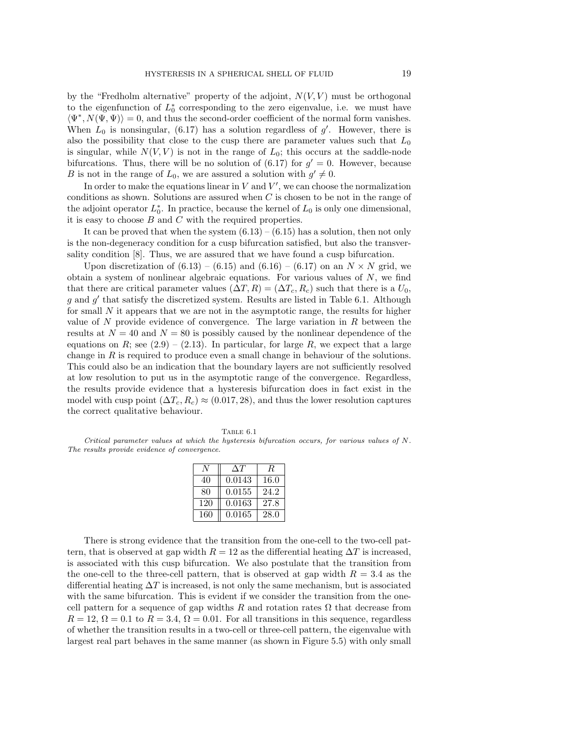by the "Fredholm alternative" property of the adjoint, $N(V, V)$ must be orthogonal to the eigenfunction of $L_0^*$ corresponding to the zero eigenvalue, i.e. we must have $\langle \Psi^*, N(\Psi, \Psi)\rangle = 0$, and thus the second-order coefficient of the normal form vanishes. When $L_0$ is nonsingular, (6.17) has a solution regardless of $g'$. However, there is also the possibility that close to the cusp there are parameter values such that $L_0$ is singular, while $N(V, V)$ is not in the range of $L_0$; this occurs at the saddle-node bifurcations. Thus, there will be no solution of (6.17) for $g' = 0$. However, because $B$ is not in the range of $L_0$, we are assured a solution with $g' \neq 0$.

In order to make the equations linear in $V$ and $V'$, we can choose the normalization conditions as shown. Solutions are assured when $C$ is chosen to be not in the range of the adjoint operator $L_0^*$. In practice, because the kernel of $L_0$ is only one dimensional, it is easy to choose $B$ and $C$ with the required properties.

It can be proved that when the system (6.13) – (6.15) has a solution, then not only is the non-degeneracy condition for a cusp bifurcation satisfied, but also the transversality condition [8]. Thus, we are assured that we have found a cusp bifurcation.

Upon discretization of (6.13) – (6.15) and (6.16) – (6.17) on an $N \times N$ grid, we obtain a system of nonlinear algebraic equations. For various values of $N$, we find that there are critical parameter values $(\Delta T, R) = (\Delta T_c, R_c)$ such that there is a $U_0$, $g$ and $g'$ that satisfy the discretized system. Results are listed in Table 6.1. Although for small $N$ it appears that we are not in the asymptotic range, the results for higher value of $N$ provide evidence of convergence. The large variation in $R$ between the results at $N = 40$ and $N = 80$ is possibly caused by the nonlinear dependence of the equations on $R$; see (2.9) – (2.13). In particular, for large $R$, we expect that a large change in $R$ is required to produce even a small change in behaviour of the solutions. This could also be an indication that the boundary layers are not sufficiently resolved at low resolution to put us in the asymptotic range of the convergence. Regardless, the results provide evidence that a hysteresis bifurcation does in fact exist in the model with cusp point $(\Delta T_c, R_c) \approx (0.017, 28)$, and thus the lower resolution captures the correct qualitative behaviour.

Table 6.1

*Critical parameter values at which the hysteresis bifurcation occurs, for various values of $N$. The results provide evidence of convergence.*

| $N$ | $\Delta T$ | $R$ |
|---|---|---|
| 40 | 0.0143 | 16.0 |
| 80 | 0.0155 | 24.2 |
| 120 | 0.0163 | 27.8 |
| 160 | 0.0165 | 28.0 |

There is strong evidence that the transition from the one-cell to the two-cell pattern, that is observed at gap width $R = 12$ as the differential heating $\Delta T$ is increased, is associated with this cusp bifurcation. We also postulate that the transition from the one-cell to the three-cell pattern, that is observed at gap width $R = 3.4$ as the differential heating $\Delta T$ is increased, is not only the same mechanism, but is associated with the same bifurcation. This is evident if we consider the transition from the one-cell pattern for a sequence of gap widths $R$ and rotation rates $\Omega$ that decrease from $R = 12$, $\Omega = 0.1$ to $R = 3.4$, $\Omega = 0.01$. For all transitions in this sequence, regardless of whether the transition results in a two-cell or three-cell pattern, the eigenvalue with largest real part behaves in the same manner (as shown in Figure 5.5) with only small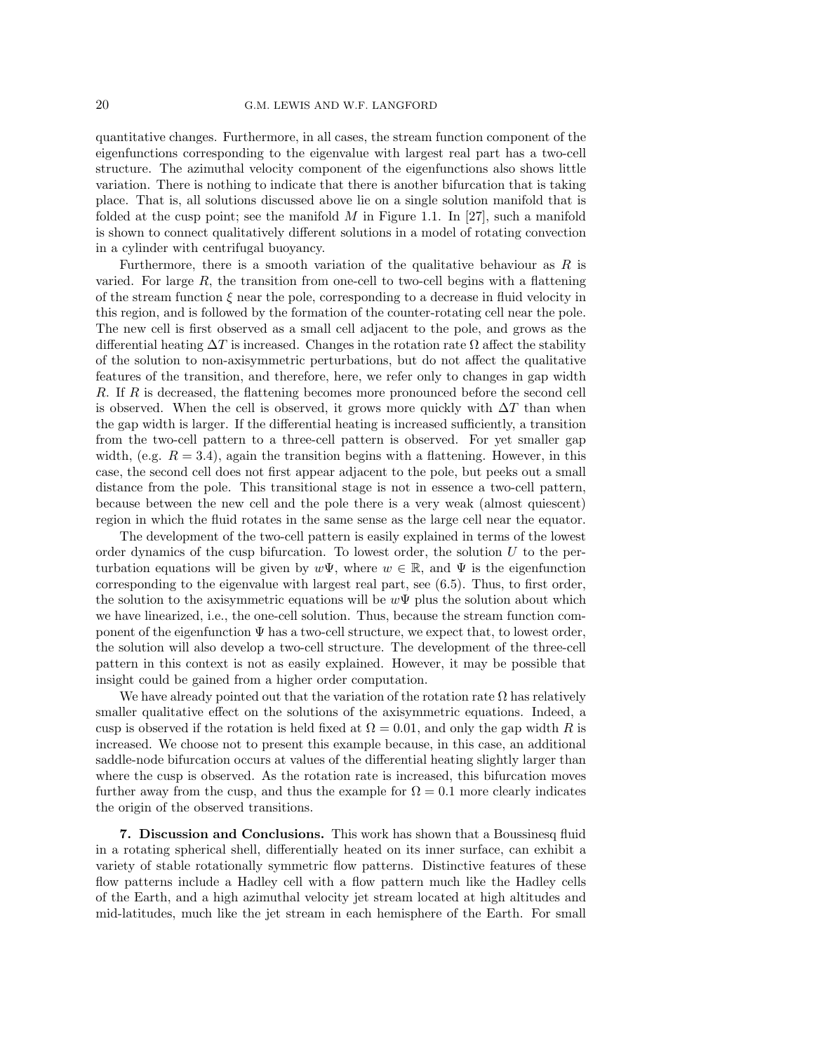quantitative changes. Furthermore, in all cases, the stream function component of the eigenfunctions corresponding to the eigenvalue with largest real part has a two-cell structure. The azimuthal velocity component of the eigenfunctions also shows little variation. There is nothing to indicate that there is another bifurcation that is taking place. That is, all solutions discussed above lie on a single solution manifold that is folded at the cusp point; see the manifold $M$ in Figure 1.1. In [27], such a manifold is shown to connect qualitatively different solutions in a model of rotating convection in a cylinder with centrifugal buoyancy.

Furthermore, there is a smooth variation of the qualitative behaviour as $R$ is varied. For large $R$, the transition from one-cell to two-cell begins with a flattening of the stream function $\xi$ near the pole, corresponding to a decrease in fluid velocity in this region, and is followed by the formation of the counter-rotating cell near the pole. The new cell is first observed as a small cell adjacent to the pole, and grows as the differential heating $\Delta T$ is increased. Changes in the rotation rate $\Omega$ affect the stability of the solution to non-axisymmetric perturbations, but do not affect the qualitative features of the transition, and therefore, here, we refer only to changes in gap width $R$. If $R$ is decreased, the flattening becomes more pronounced before the second cell is observed. When the cell is observed, it grows more quickly with $\Delta T$ than when the gap width is larger. If the differential heating is increased sufficiently, a transition from the two-cell pattern to a three-cell pattern is observed. For yet smaller gap width, (e.g. $R = 3.4$), again the transition begins with a flattening. However, in this case, the second cell does not first appear adjacent to the pole, but peeks out a small distance from the pole. This transitional stage is not in essence a two-cell pattern, because between the new cell and the pole there is a very weak (almost quiescent) region in which the fluid rotates in the same sense as the large cell near the equator.

The development of the two-cell pattern is easily explained in terms of the lowest order dynamics of the cusp bifurcation. To lowest order, the solution $U$ to the perturbation equations will be given by $w\Psi$, where $w \in \mathbb{R}$, and $\Psi$ is the eigenfunction corresponding to the eigenvalue with largest real part, see (6.5). Thus, to first order, the solution to the axisymmetric equations will be $w\Psi$ plus the solution about which we have linearized, i.e., the one-cell solution. Thus, because the stream function component of the eigenfunction $\Psi$ has a two-cell structure, we expect that, to lowest order, the solution will also develop a two-cell structure. The development of the three-cell pattern in this context is not as easily explained. However, it may be possible that insight could be gained from a higher order computation.

We have already pointed out that the variation of the rotation rate $\Omega$ has relatively smaller qualitative effect on the solutions of the axisymmetric equations. Indeed, a cusp is observed if the rotation is held fixed at $\Omega = 0.01$, and only the gap width $R$ is increased. We choose not to present this example because, in this case, an additional saddle-node bifurcation occurs at values of the differential heating slightly larger than where the cusp is observed. As the rotation rate is increased, this bifurcation moves further away from the cusp, and thus the example for $\Omega = 0.1$ more clearly indicates the origin of the observed transitions.

## 7. Discussion and Conclusions.

This work has shown that a Boussinesq fluid in a rotating spherical shell, differentially heated on its inner surface, can exhibit a variety of stable rotationally symmetric flow patterns. Distinctive features of these flow patterns include a Hadley cell with a flow pattern much like the Hadley cells of the Earth, and a high azimuthal velocity jet stream located at high altitudes and mid-latitudes, much like the jet stream in each hemisphere of the Earth. For small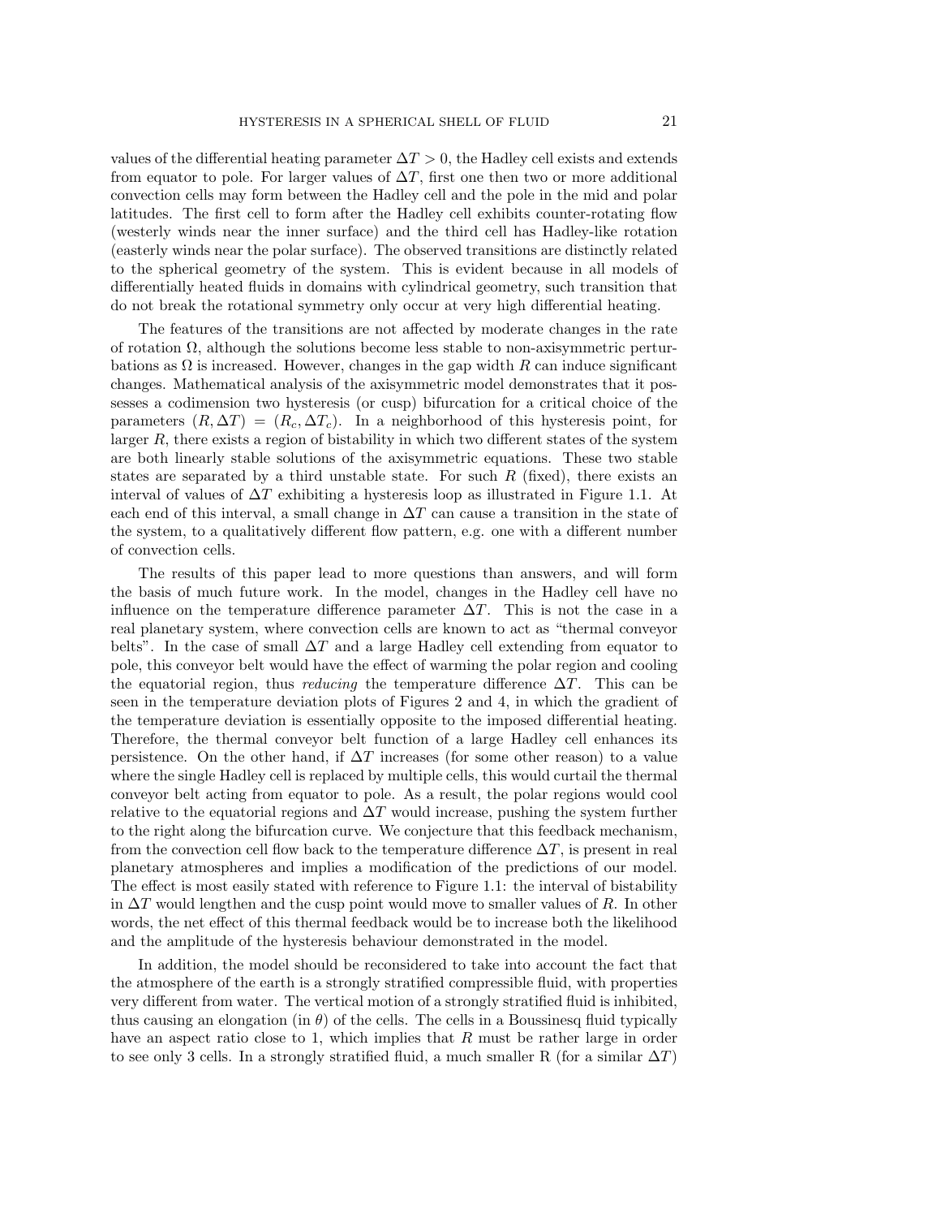values of the differential heating parameter $\Delta T > 0$, the Hadley cell exists and extends from equator to pole. For larger values of $\Delta T$, first one then two or more additional convection cells may form between the Hadley cell and the pole in the mid and polar latitudes. The first cell to form after the Hadley cell exhibits counter-rotating flow (westerly winds near the inner surface) and the third cell has Hadley-like rotation (easterly winds near the polar surface). The observed transitions are distinctly related to the spherical geometry of the system. This is evident because in all models of differentially heated fluids in domains with cylindrical geometry, such transition that do not break the rotational symmetry only occur at very high differential heating.

The features of the transitions are not affected by moderate changes in the rate of rotation $\Omega$, although the solutions become less stable to non-axisymmetric perturbations as $\Omega$ is increased. However, changes in the gap width $R$ can induce significant changes. Mathematical analysis of the axisymmetric model demonstrates that it possesses a codimension two hysteresis (or cusp) bifurcation for a critical choice of the parameters $(R, \Delta T) = (R_c, \Delta T_c)$. In a neighborhood of this hysteresis point, for larger $R$, there exists a region of bistability in which two different states of the system are both linearly stable solutions of the axisymmetric equations. These two stable states are separated by a third unstable state. For such $R$ (fixed), there exists an interval of values of $\Delta T$ exhibiting a hysteresis loop as illustrated in Figure 1.1. At each end of this interval, a small change in $\Delta T$ can cause a transition in the state of the system, to a qualitatively different flow pattern, e.g. one with a different number of convection cells.

The results of this paper lead to more questions than answers, and will form the basis of much future work. In the model, changes in the Hadley cell have no influence on the temperature difference parameter $\Delta T$. This is not the case in a real planetary system, where convection cells are known to act as "thermal conveyor belts". In the case of small $\Delta T$ and a large Hadley cell extending from equator to pole, this conveyor belt would have the effect of warming the polar region and cooling the equatorial region, thus *reducing* the temperature difference $\Delta T$. This can be seen in the temperature deviation plots of Figures 2 and 4, in which the gradient of the temperature deviation is essentially opposite to the imposed differential heating. Therefore, the thermal conveyor belt function of a large Hadley cell enhances its persistence. On the other hand, if $\Delta T$ increases (for some other reason) to a value where the single Hadley cell is replaced by multiple cells, this would curtail the thermal conveyor belt acting from equator to pole. As a result, the polar regions would cool relative to the equatorial regions and $\Delta T$ would increase, pushing the system further to the right along the bifurcation curve. We conjecture that this feedback mechanism, from the convection cell flow back to the temperature difference $\Delta T$, is present in real planetary atmospheres and implies a modification of the predictions of our model. The effect is most easily stated with reference to Figure 1.1: the interval of bistability in $\Delta T$ would lengthen and the cusp point would move to smaller values of $R$. In other words, the net effect of this thermal feedback would be to increase both the likelihood and the amplitude of the hysteresis behaviour demonstrated in the model.

In addition, the model should be reconsidered to take into account the fact that the atmosphere of the earth is a strongly stratified compressible fluid, with properties very different from water. The vertical motion of a strongly stratified fluid is inhibited, thus causing an elongation (in $\theta$) of the cells. The cells in a Boussinesq fluid typically have an aspect ratio close to 1, which implies that $R$ must be rather large in order to see only 3 cells. In a strongly stratified fluid, a much smaller R (for a similar $\Delta T$)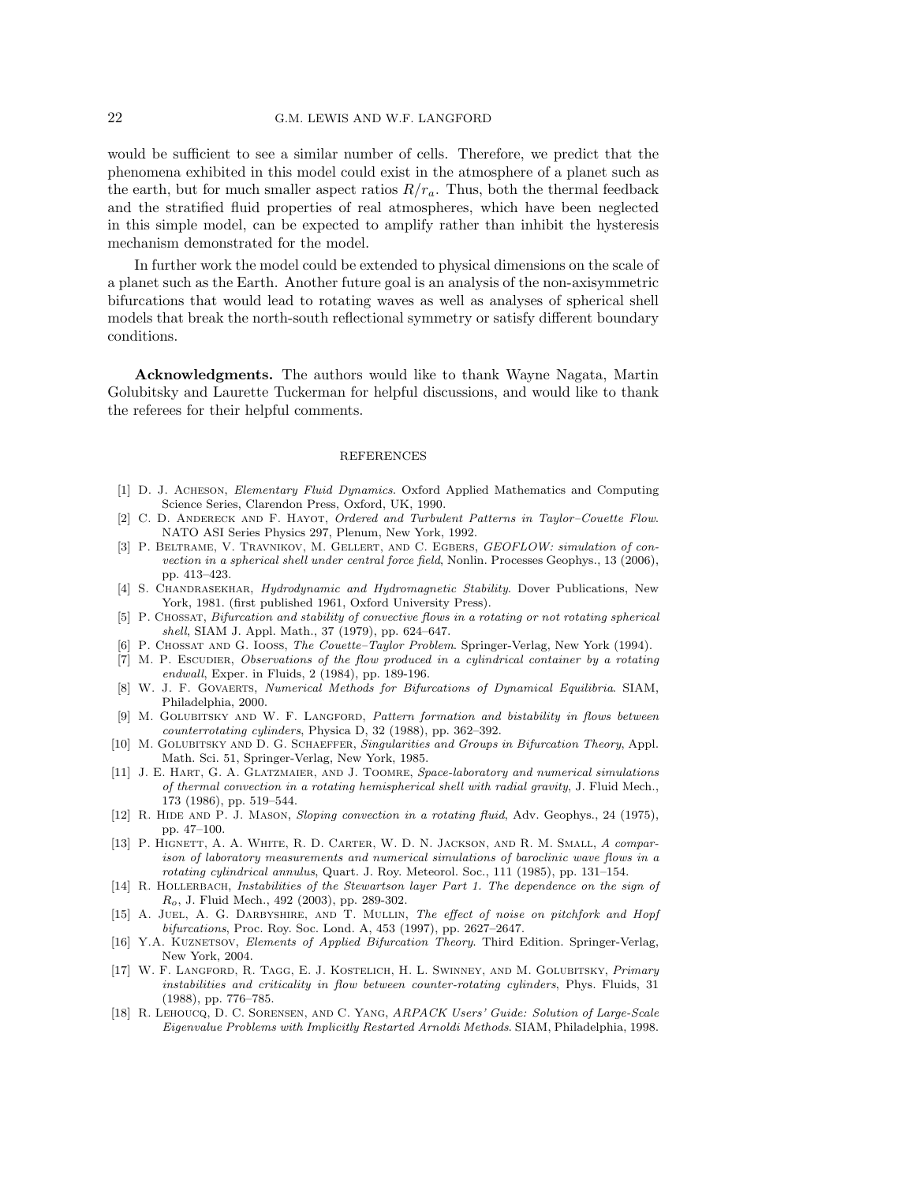would be sufficient to see a similar number of cells. Therefore, we predict that the phenomena exhibited in this model could exist in the atmosphere of a planet such as the earth, but for much smaller aspect ratios $R/r_a$. Thus, both the thermal feedback and the stratified fluid properties of real atmospheres, which have been neglected in this simple model, can be expected to amplify rather than inhibit the hysteresis mechanism demonstrated for the model.

In further work the model could be extended to physical dimensions on the scale of a planet such as the Earth. Another future goal is an analysis of the non-axisymmetric bifurcations that would lead to rotating waves as well as analyses of spherical shell models that break the north-south reflectional symmetry or satisfy different boundary conditions.

**Acknowledgments.** The authors would like to thank Wayne Nagata, Martin Golubitsky and Laurette Tuckerman for helpful discussions, and would like to thank the referees for their helpful comments.

## REFERENCES

[1] D. J. Acheson, *Elementary Fluid Dynamics*. Oxford Applied Mathematics and Computing Science Series, Clarendon Press, Oxford, UK, 1990.

[2] C. D. Andereck and F. Hayot, *Ordered and Turbulent Patterns in Taylor–Couette Flow*. NATO ASI Series Physics 297, Plenum, New York, 1992.

[3] P. Beltrame, V. Travnikov, M. Gellert, and C. Egbers, *GEOFLOW: simulation of convection in a spherical shell under central force field*, Nonlin. Processes Geophys., 13 (2006), pp. 413–423.

[4] S. Chandrasekhar, *Hydrodynamic and Hydromagnetic Stability*. Dover Publications, New York, 1981. (first published 1961, Oxford University Press).

[5] P. Chossat, *Bifurcation and stability of convective flows in a rotating or not rotating spherical shell*, SIAM J. Appl. Math., 37 (1979), pp. 624–647.

[6] P. Chossat and G. Iooss, *The Couette–Taylor Problem*. Springer-Verlag, New York (1994).

[7] M. P. Escudier, *Observations of the flow produced in a cylindrical container by a rotating endwall*, Exper. in Fluids, 2 (1984), pp. 189-196.

[8] W. J. F. Govaerts, *Numerical Methods for Bifurcations of Dynamical Equilibria*. SIAM, Philadelphia, 2000.

[9] M. Golubitsky and W. F. Langford, *Pattern formation and bistability in flows between counterrotating cylinders*, Physica D, 32 (1988), pp. 362–392.

[10] M. Golubitsky and D. G. Schaeffer, *Singularities and Groups in Bifurcation Theory*, Appl. Math. Sci. 51, Springer-Verlag, New York, 1985.

[11] J. E. Hart, G. A. Glatzmaier, and J. Toomre, *Space-laboratory and numerical simulations of thermal convection in a rotating hemispherical shell with radial gravity*, J. Fluid Mech., 173 (1986), pp. 519–544.

[12] R. Hide and P. J. Mason, *Sloping convection in a rotating fluid*, Adv. Geophys., 24 (1975), pp. 47–100.

[13] P. Hignett, A. A. White, R. D. Carter, W. D. N. Jackson, and R. M. Small, *A comparison of laboratory measurements and numerical simulations of baroclinic wave flows in a rotating cylindrical annulus*, Quart. J. Roy. Meteorol. Soc., 111 (1985), pp. 131–154.

[14] R. Hollerbach, *Instabilities of the Stewartson layer Part 1. The dependence on the sign of $R_o$*, J. Fluid Mech., 492 (2003), pp. 289-302.

[15] A. Juel, A. G. Darbyshire, and T. Mullin, *The effect of noise on pitchfork and Hopf bifurcations*, Proc. Roy. Soc. Lond. A, 453 (1997), pp. 2627–2647.

[16] Y.A. Kuznetsov, *Elements of Applied Bifurcation Theory*. Third Edition. Springer-Verlag, New York, 2004.

[17] W. F. Langford, R. Tagg, E. J. Kostelich, H. L. Swinney, and M. Golubitsky, *Primary instabilities and criticality in flow between counter-rotating cylinders*, Phys. Fluids, 31 (1988), pp. 776–785.

[18] R. Lehoucq, D. C. Sorensen, and C. Yang, *ARPACK Users' Guide: Solution of Large-Scale Eigenvalue Problems with Implicitly Restarted Arnoldi Methods*. SIAM, Philadelphia, 1998.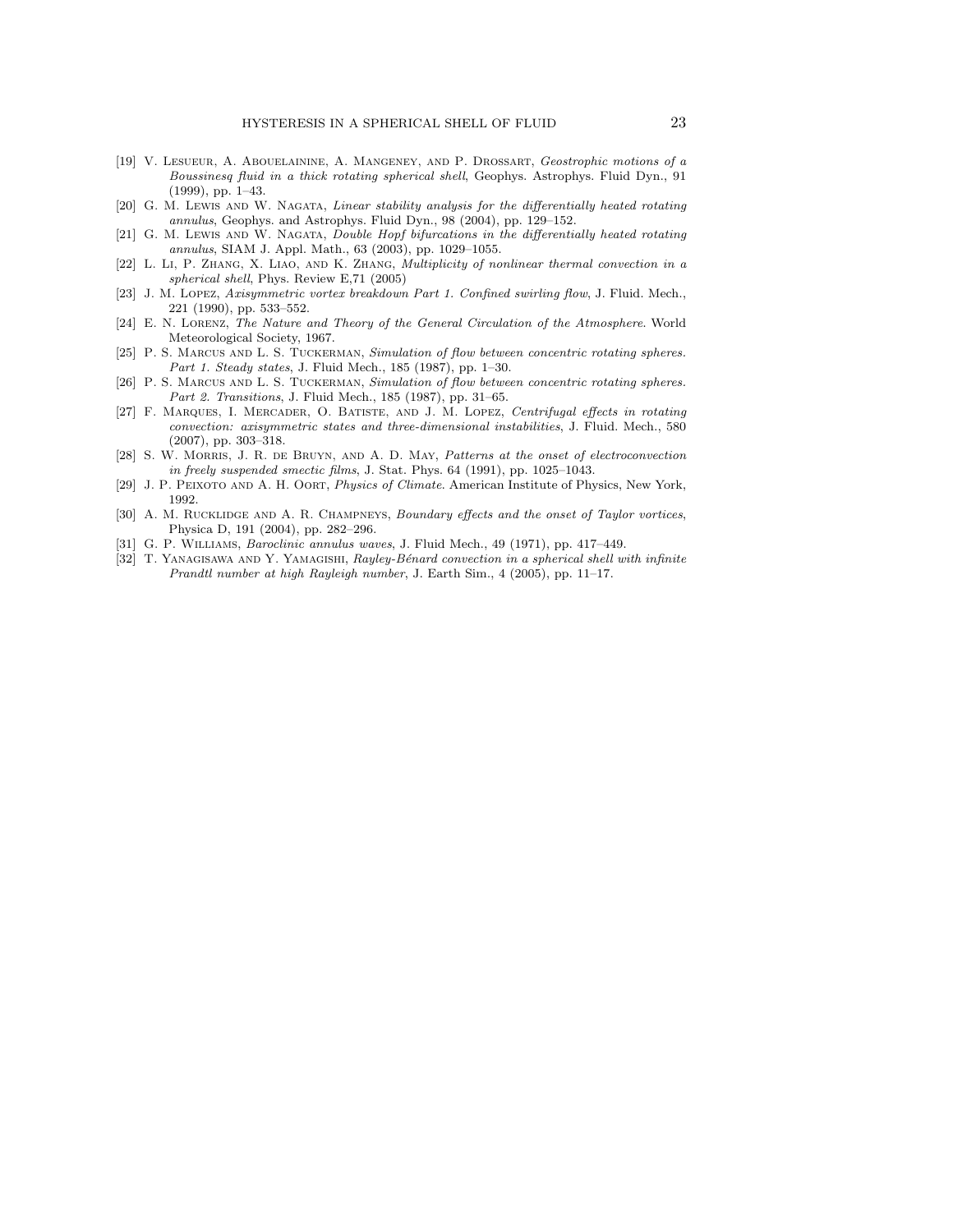[19] V. Lesueur, A. Abouelainine, A. Mangeney, and P. Drossart, *Geostrophic motions of a Boussinesq fluid in a thick rotating spherical shell*, Geophys. Astrophys. Fluid Dyn., 91 (1999), pp. 1–43.

[20] G. M. Lewis and W. Nagata, *Linear stability analysis for the differentially heated rotating annulus*, Geophys. and Astrophys. Fluid Dyn., 98 (2004), pp. 129–152.

[21] G. M. Lewis and W. Nagata, *Double Hopf bifurcations in the differentially heated rotating annulus*, SIAM J. Appl. Math., 63 (2003), pp. 1029–1055.

[22] L. Li, P. Zhang, X. Liao, and K. Zhang, *Multiplicity of nonlinear thermal convection in a spherical shell*, Phys. Review E,71 (2005)

[23] J. M. Lopez, *Axisymmetric vortex breakdown Part 1. Confined swirling flow*, J. Fluid. Mech., 221 (1990), pp. 533–552.

[24] E. N. Lorenz, *The Nature and Theory of the General Circulation of the Atmosphere*. World Meteorological Society, 1967.

[25] P. S. Marcus and L. S. Tuckerman, *Simulation of flow between concentric rotating spheres. Part 1. Steady states*, J. Fluid Mech., 185 (1987), pp. 1–30.

[26] P. S. Marcus and L. S. Tuckerman, *Simulation of flow between concentric rotating spheres. Part 2. Transitions*, J. Fluid Mech., 185 (1987), pp. 31–65.

[27] F. Marques, I. Mercader, O. Batiste, and J. M. Lopez, *Centrifugal effects in rotating convection: axisymmetric states and three-dimensional instabilities*, J. Fluid. Mech., 580 (2007), pp. 303–318.

[28] S. W. Morris, J. R. de Bruyn, and A. D. May, *Patterns at the onset of electroconvection in freely suspended smectic films*, J. Stat. Phys. 64 (1991), pp. 1025–1043.

[29] J. P. Peixoto and A. H. Oort, *Physics of Climate*. American Institute of Physics, New York, 1992.

[30] A. M. Rucklidge and A. R. Champneys, *Boundary effects and the onset of Taylor vortices*, Physica D, 191 (2004), pp. 282–296.

[31] G. P. Williams, *Baroclinic annulus waves*, J. Fluid Mech., 49 (1971), pp. 417–449.

[32] T. Yanagisawa and Y. Yamagishi, *Rayley-Bénard convection in a spherical shell with infinite Prandtl number at high Rayleigh number*, J. Earth Sim., 4 (2005), pp. 11–17.